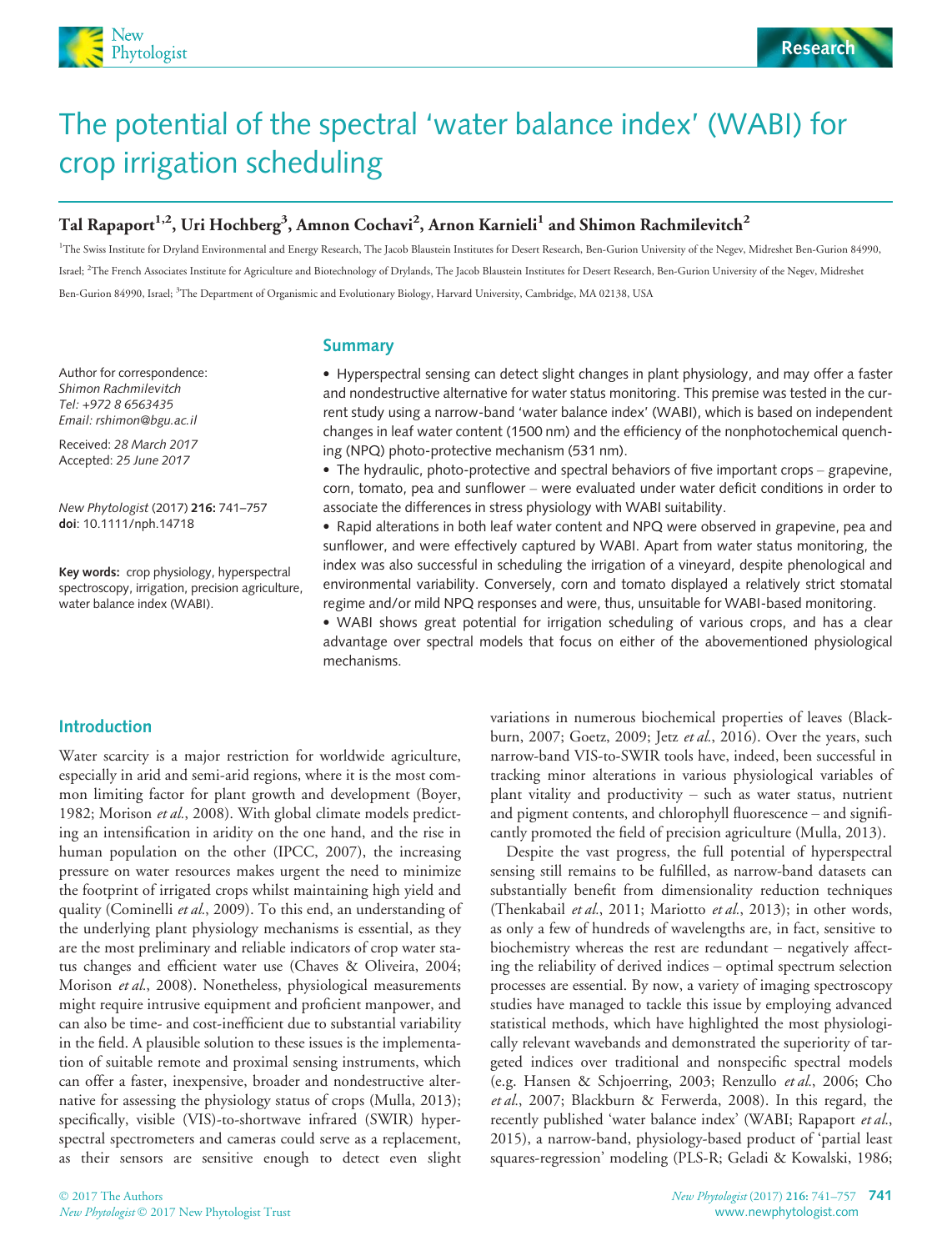# The potential of the spectral 'water balance index' (WABI) for crop irrigation scheduling

**Tal Rapaport[1,2], Uri Hochberg[3], Amnon Cochavi[2], Arnon Karnieli[1] and Shimon Rachmilevitch[2]**

[1]The Swiss Institute for Dryland Environmental and Energy Research, The Jacob Blaustein Institutes for Desert Research, Ben-Gurion University of the Negev, Midreshet Ben-Gurion 84990, Israel; [2]The French Associates Institute for Agriculture and Biotechnology of Drylands, The Jacob Blaustein Institutes for Desert Research, Ben-Gurion University of the Negev, Midreshet Ben-Gurion 84990, Israel; [3]The Department of Organismic and Evolutionary Biology, Harvard University, Cambridge, MA 02138, USA

Author for correspondence:
*Shimon Rachmilevitch*
*Tel: +972 8 6563435*
*Email: rshimon@bgu.ac.il*

Received: *28 March 2017*
Accepted: *25 June 2017*

*New Phytologist* (2017) **216:** 741–757
**doi**: 10.1111/nph.14718

**Key words:** crop physiology, hyperspectral spectroscopy, irrigation, precision agriculture, water balance index (WABI).

## Summary

- Hyperspectral sensing can detect slight changes in plant physiology, and may offer a faster and nondestructive alternative for water status monitoring. This premise was tested in the current study using a narrow-band 'water balance index' (WABI), which is based on independent changes in leaf water content (1500 nm) and the efficiency of the nonphotochemical quenching (NPQ) photo-protective mechanism (531 nm).
- The hydraulic, photo-protective and spectral behaviors of five important crops – grapevine, corn, tomato, pea and sunflower – were evaluated under water deficit conditions in order to associate the differences in stress physiology with WABI suitability.
- Rapid alterations in both leaf water content and NPQ were observed in grapevine, pea and sunflower, and were effectively captured by WABI. Apart from water status monitoring, the index was also successful in scheduling the irrigation of a vineyard, despite phenological and environmental variability. Conversely, corn and tomato displayed a relatively strict stomatal regime and/or mild NPQ responses and were, thus, unsuitable for WABI-based monitoring.
- WABI shows great potential for irrigation scheduling of various crops, and has a clear advantage over spectral models that focus on either of the abovementioned physiological mechanisms.

## Introduction

Water scarcity is a major restriction for worldwide agriculture, especially in arid and semi-arid regions, where it is the most common limiting factor for plant growth and development (Boyer, 1982; Morison *et al.*, 2008). With global climate models predicting an intensification in aridity on the one hand, and the rise in human population on the other (IPCC, 2007), the increasing pressure on water resources makes urgent the need to minimize the footprint of irrigated crops whilst maintaining high yield and quality (Cominelli *et al.*, 2009). To this end, an understanding of the underlying plant physiology mechanisms is essential, as they are the most preliminary and reliable indicators of crop water status changes and efficient water use (Chaves & Oliveira, 2004; Morison *et al.*, 2008). Nonetheless, physiological measurements might require intrusive equipment and proficient manpower, and can also be time- and cost-inefficient due to substantial variability in the field. A plausible solution to these issues is the implementation of suitable remote and proximal sensing instruments, which can offer a faster, inexpensive, broader and nondestructive alternative for assessing the physiology status of crops (Mulla, 2013); specifically, visible (VIS)-to-shortwave infrared (SWIR) hyperspectral spectrometers and cameras could serve as a replacement, as their sensors are sensitive enough to detect even slight variations in numerous biochemical properties of leaves (Blackburn, 2007; Goetz, 2009; Jetz *et al.*, 2016). Over the years, such narrow-band VIS-to-SWIR tools have, indeed, been successful in tracking minor alterations in various physiological variables of plant vitality and productivity – such as water status, nutrient and pigment contents, and chlorophyll fluorescence – and significantly promoted the field of precision agriculture (Mulla, 2013).

Despite the vast progress, the full potential of hyperspectral sensing still remains to be fulfilled, as narrow-band datasets can substantially benefit from dimensionality reduction techniques (Thenkabail *et al.*, 2011; Mariotto *et al.*, 2013); in other words, as only a few of hundreds of wavelengths are, in fact, sensitive to biochemistry whereas the rest are redundant – negatively affecting the reliability of derived indices – optimal spectrum selection processes are essential. By now, a variety of imaging spectroscopy studies have managed to tackle this issue by employing advanced statistical methods, which have highlighted the most physiologically relevant wavebands and demonstrated the superiority of targeted indices over traditional and nonspecific spectral models (e.g. Hansen & Schjoerring, 2003; Renzullo *et al.*, 2006; Cho *et al.*, 2007; Blackburn & Ferwerda, 2008). In this regard, the recently published 'water balance index' (WABI; Rapaport *et al.*, 2015), a narrow-band, physiology-based product of 'partial least squares-regression' modeling (PLS-R; Geladi & Kowalski, 1986;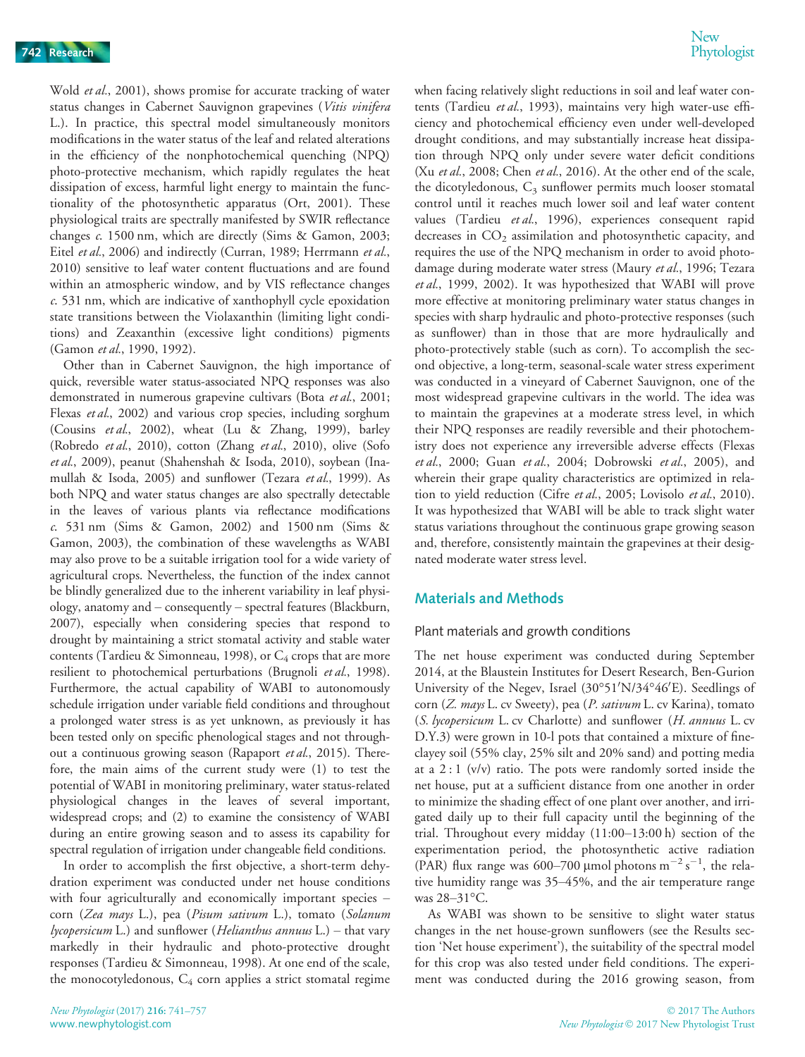Wold *et al.*, 2001), shows promise for accurate tracking of water status changes in Cabernet Sauvignon grapevines (*Vitis vinifera* L.). In practice, this spectral model simultaneously monitors modifications in the water status of the leaf and related alterations in the efficiency of the nonphotochemical quenching (NPQ) photo-protective mechanism, which rapidly regulates the heat dissipation of excess, harmful light energy to maintain the functionality of the photosynthetic apparatus (Ort, 2001). These physiological traits are spectrally manifested by SWIR reflectance changes *c.* 1500 nm, which are directly (Sims & Gamon, 2003; Eitel *et al.*, 2006) and indirectly (Curran, 1989; Herrmann *et al.*, 2010) sensitive to leaf water content fluctuations and are found within an atmospheric window, and by VIS reflectance changes *c.* 531 nm, which are indicative of xanthophyll cycle epoxidation state transitions between the Violaxanthin (limiting light conditions) and Zeaxanthin (excessive light conditions) pigments (Gamon *et al.*, 1990, 1992).

Other than in Cabernet Sauvignon, the high importance of quick, reversible water status-associated NPQ responses was also demonstrated in numerous grapevine cultivars (Bota *et al.*, 2001; Flexas *et al.*, 2002) and various crop species, including sorghum (Cousins *et al.*, 2002), wheat (Lu & Zhang, 1999), barley (Robredo *et al.*, 2010), cotton (Zhang *et al.*, 2010), olive (Sofo *et al.*, 2009), peanut (Shahenshah & Isoda, 2010), soybean (Inamullah & Isoda, 2005) and sunflower (Tezara *et al.*, 1999). As both NPQ and water status changes are also spectrally detectable in the leaves of various plants via reflectance modifications *c.* 531 nm (Sims & Gamon, 2002) and 1500 nm (Sims & Gamon, 2003), the combination of these wavelengths as WABI may also prove to be a suitable irrigation tool for a wide variety of agricultural crops. Nevertheless, the function of the index cannot be blindly generalized due to the inherent variability in leaf physiology, anatomy and – consequently – spectral features (Blackburn, 2007), especially when considering species that respond to drought by maintaining a strict stomatal activity and stable water contents (Tardieu & Simonneau, 1998), or $C_4$ crops that are more resilient to photochemical perturbations (Brugnoli *et al.*, 1998). Furthermore, the actual capability of WABI to autonomously schedule irrigation under variable field conditions and throughout a prolonged water stress is as yet unknown, as previously it has been tested only on specific phenological stages and not throughout a continuous growing season (Rapaport *et al.*, 2015). Therefore, the main aims of the current study were (1) to test the potential of WABI in monitoring preliminary, water status-related physiological changes in the leaves of several important, widespread crops; and (2) to examine the consistency of WABI during an entire growing season and to assess its capability for spectral regulation of irrigation under changeable field conditions.

In order to accomplish the first objective, a short-term dehydration experiment was conducted under net house conditions with four agriculturally and economically important species – corn (*Zea mays* L.), pea (*Pisum sativum* L.), tomato (*Solanum lycopersicum* L.) and sunflower (*Helianthus annuus* L.) – that vary markedly in their hydraulic and photo-protective drought responses (Tardieu & Simonneau, 1998). At one end of the scale, the monocotyledonous, $C_4$ corn applies a strict stomatal regime when facing relatively slight reductions in soil and leaf water contents (Tardieu *et al.*, 1993), maintains very high water-use efficiency and photochemical efficiency even under well-developed drought conditions, and may substantially increase heat dissipation through NPQ only under severe water deficit conditions (Xu *et al.*, 2008; Chen *et al.*, 2016). At the other end of the scale, the dicotyledonous, $C_3$ sunflower permits much looser stomatal control until it reaches much lower soil and leaf water content values (Tardieu *et al.*, 1996), experiences consequent rapid decreases in $CO_2$ assimilation and photosynthetic capacity, and requires the use of the NPQ mechanism in order to avoid photodamage during moderate water stress (Maury *et al.*, 1996; Tezara *et al.*, 1999, 2002). It was hypothesized that WABI will prove more effective at monitoring preliminary water status changes in species with sharp hydraulic and photo-protective responses (such as sunflower) than in those that are more hydraulically and photo-protectively stable (such as corn). To accomplish the second objective, a long-term, seasonal-scale water stress experiment was conducted in a vineyard of Cabernet Sauvignon, one of the most widespread grapevine cultivars in the world. The idea was to maintain the grapevines at a moderate stress level, in which their NPQ responses are readily reversible and their photochemistry does not experience any irreversible adverse effects (Flexas *et al.*, 2000; Guan *et al.*, 2004; Dobrowski *et al.*, 2005), and wherein their grape quality characteristics are optimized in relation to yield reduction (Cifre *et al.*, 2005; Lovisolo *et al.*, 2010). It was hypothesized that WABI will be able to track slight water status variations throughout the continuous grape growing season and, therefore, consistently maintain the grapevines at their designated moderate water stress level.

## Materials and Methods

### Plant materials and growth conditions

The net house experiment was conducted during September 2014, at the Blaustein Institutes for Desert Research, Ben-Gurion University of the Negev, Israel (30°51′N/34°46′E). Seedlings of corn (*Z. mays* L. cv Sweety), pea (*P. sativum* L. cv Karina), tomato (*S. lycopersicum* L. cv Charlotte) and sunflower (*H. annuus* L. cv D.Y.3) were grown in 10-l pots that contained a mixture of fine-clayey soil (55% clay, 25% silt and 20% sand) and potting media at a 2 : 1 (v/v) ratio. The pots were randomly sorted inside the net house, put at a sufficient distance from one another in order to minimize the shading effect of one plant over another, and irrigated daily up to their full capacity until the beginning of the trial. Throughout every midday (11:00–13:00 h) section of the experimentation period, the photosynthetic active radiation (PAR) flux range was 600–700 μmol photons $m^{-2}$ $s^{-1}$, the relative humidity range was 35–45%, and the air temperature range was 28–31°C.

As WABI was shown to be sensitive to slight water status changes in the net house-grown sunflowers (see the Results section 'Net house experiment'), the suitability of the spectral model for this crop was also tested under field conditions. The experiment was conducted during the 2016 growing season, from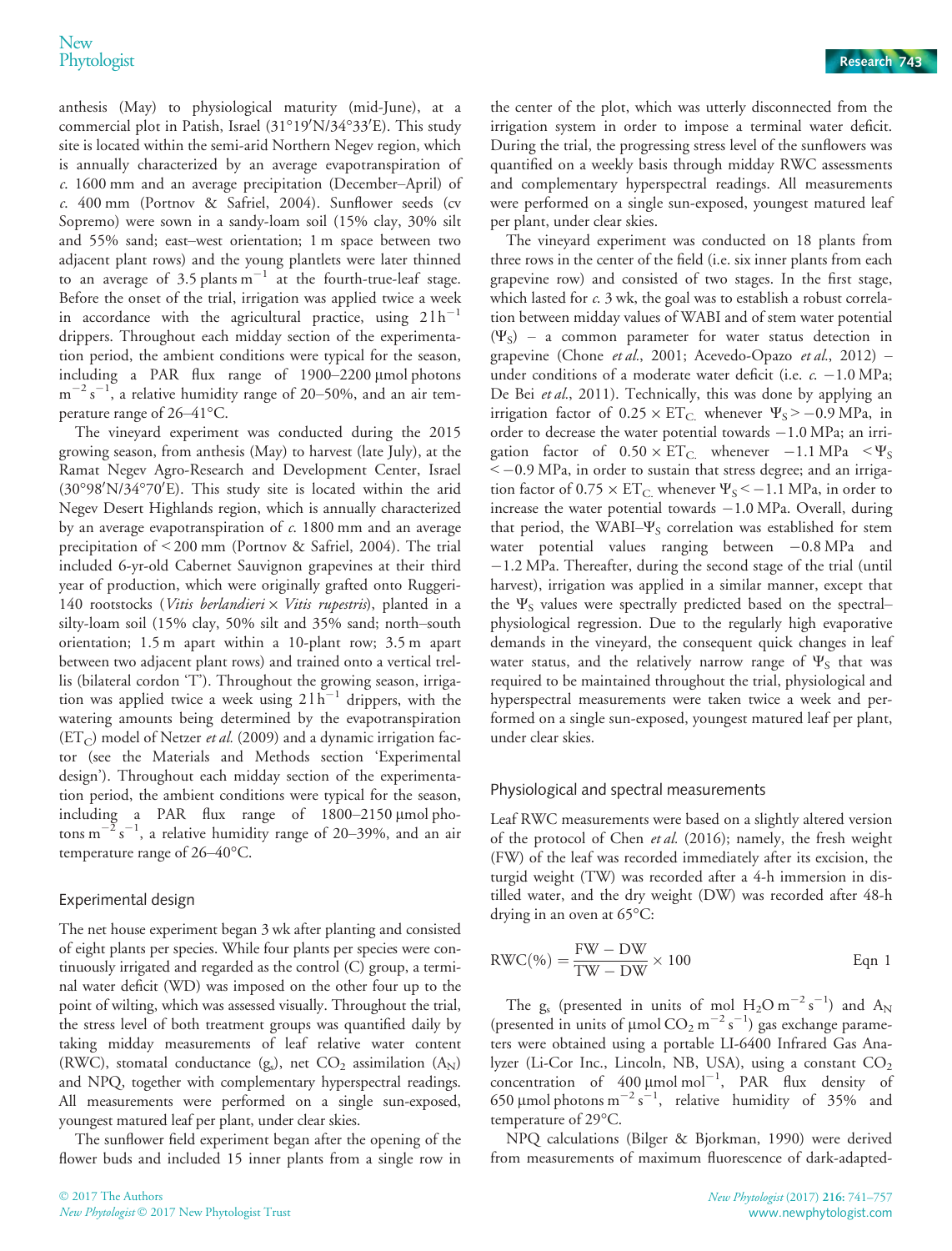anthesis (May) to physiological maturity (mid-June), at a commercial plot in Patish, Israel (31°19′N/34°33′E). This study site is located within the semi-arid Northern Negev region, which is annually characterized by an average evapotranspiration of *c.* 1600 mm and an average precipitation (December–April) of *c.* 400 mm (Portnov & Safriel, 2004). Sunflower seeds (cv Sopremo) were sown in a sandy-loam soil (15% clay, 30% silt and 55% sand; east–west orientation; 1 m space between two adjacent plant rows) and the young plantlets were later thinned to an average of 3.5 plants $m^{-1}$ at the fourth-true-leaf stage. Before the onset of the trial, irrigation was applied twice a week in accordance with the agricultural practice, using 2 l $h^{-1}$ drippers. Throughout each midday section of the experimentation period, the ambient conditions were typical for the season, including a PAR flux range of 1900–2200 μmol photons $m^{-2}$ $s^{-1}$, a relative humidity range of 20–50%, and an air temperature range of 26–41°C.

The vineyard experiment was conducted during the 2015 growing season, from anthesis (May) to harvest (late July), at the Ramat Negev Agro-Research and Development Center, Israel (30°98′N/34°70′E). This study site is located within the arid Negev Desert Highlands region, which is annually characterized by an average evapotranspiration of *c.* 1800 mm and an average precipitation of < 200 mm (Portnov & Safriel, 2004). The trial included 6-yr-old Cabernet Sauvignon grapevines at their third year of production, which were originally grafted onto Ruggeri-140 rootstocks (*Vitis berlandieri* × *Vitis rupestris*), planted in a silty-loam soil (15% clay, 50% silt and 35% sand; north–south orientation; 1.5 m apart within a 10-plant row; 3.5 m apart between two adjacent plant rows) and trained onto a vertical trellis (bilateral cordon 'T'). Throughout the growing season, irrigation was applied twice a week using 2 l $h^{-1}$ drippers, with the watering amounts being determined by the evapotranspiration ($ET_C$) model of Netzer *et al.* (2009) and a dynamic irrigation factor (see the Materials and Methods section 'Experimental design'). Throughout each midday section of the experimentation period, the ambient conditions were typical for the season, including a PAR flux range of 1800–2150 μmol photons $m^{-2}$ $s^{-1}$, a relative humidity range of 20–39%, and an air temperature range of 26–40°C.

## Experimental design

The net house experiment began 3 wk after planting and consisted of eight plants per species. While four plants per species were continuously irrigated and regarded as the control (C) group, a terminal water deficit (WD) was imposed on the other four up to the point of wilting, which was assessed visually. Throughout the trial, the stress level of both treatment groups was quantified daily by taking midday measurements of leaf relative water content (RWC), stomatal conductance ($g_s$), net $CO_2$ assimilation ($A_N$) and NPQ, together with complementary hyperspectral readings. All measurements were performed on a single sun-exposed, youngest matured leaf per plant, under clear skies.

The sunflower field experiment began after the opening of the flower buds and included 15 inner plants from a single row in the center of the plot, which was utterly disconnected from the irrigation system in order to impose a terminal water deficit. During the trial, the progressing stress level of the sunflowers was quantified on a weekly basis through midday RWC assessments and complementary hyperspectral readings. All measurements were performed on a single sun-exposed, youngest matured leaf per plant, under clear skies.

The vineyard experiment was conducted on 18 plants from three rows in the center of the field (i.e. six inner plants from each grapevine row) and consisted of two stages. In the first stage, which lasted for *c.* 3 wk, the goal was to establish a robust correlation between midday values of WABI and of stem water potential ($\Psi_S$) – a common parameter for water status detection in grapevine (Chone *et al.*, 2001; Acevedo-Opazo *et al.*, 2012) – under conditions of a moderate water deficit (i.e. *c.* −1.0 MPa; De Bei *et al.*, 2011). Technically, this was done by applying an irrigation factor of 0.25 × $ET_C$ whenever $\Psi_S > -0.9$ MPa, in order to decrease the water potential towards −1.0 MPa; an irrigation factor of 0.50 × $ET_C$ whenever $-1.1\ \text{MPa} < \Psi_S < -0.9$ MPa, in order to sustain that stress degree; and an irrigation factor of 0.75 × $ET_C$ whenever $\Psi_S < -1.1$ MPa, in order to increase the water potential towards −1.0 MPa. Overall, during that period, the WABI–$\Psi_S$ correlation was established for stem water potential values ranging between −0.8 MPa and −1.2 MPa. Thereafter, during the second stage of the trial (until harvest), irrigation was applied in a similar manner, except that the $\Psi_S$ values were spectrally predicted based on the spectral–physiological regression. Due to the regularly high evaporative demands in the vineyard, the consequent quick changes in leaf water status, and the relatively narrow range of $\Psi_S$ that was required to be maintained throughout the trial, physiological and hyperspectral measurements were taken twice a week and performed on a single sun-exposed, youngest matured leaf per plant, under clear skies.

## Physiological and spectral measurements

Leaf RWC measurements were based on a slightly altered version of the protocol of Chen *et al.* (2016); namely, the fresh weight (FW) of the leaf was recorded immediately after its excision, the turgid weight (TW) was recorded after a 4-h immersion in distilled water, and the dry weight (DW) was recorded after 48-h drying in an oven at 65°C:

$$\text{RWC}(\%) = \frac{\text{FW} - \text{DW}}{\text{TW} - \text{DW}} \times 100 \qquad \text{Eqn 1}$$

The $g_s$ (presented in units of mol $H_2O$ $m^{-2}$ $s^{-1}$) and $A_N$ (presented in units of μmol $CO_2$ $m^{-2}$ $s^{-1}$) gas exchange parameters were obtained using a portable LI-6400 Infrared Gas Analyzer (Li-Cor Inc., Lincoln, NB, USA), using a constant $CO_2$ concentration of 400 μmol $mol^{-1}$, PAR flux density of 650 μmol photons $m^{-2}$ $s^{-1}$, relative humidity of 35% and temperature of 29°C.

NPQ calculations (Bilger & Bjorkman, 1990) were derived from measurements of maximum fluorescence of dark-adapted-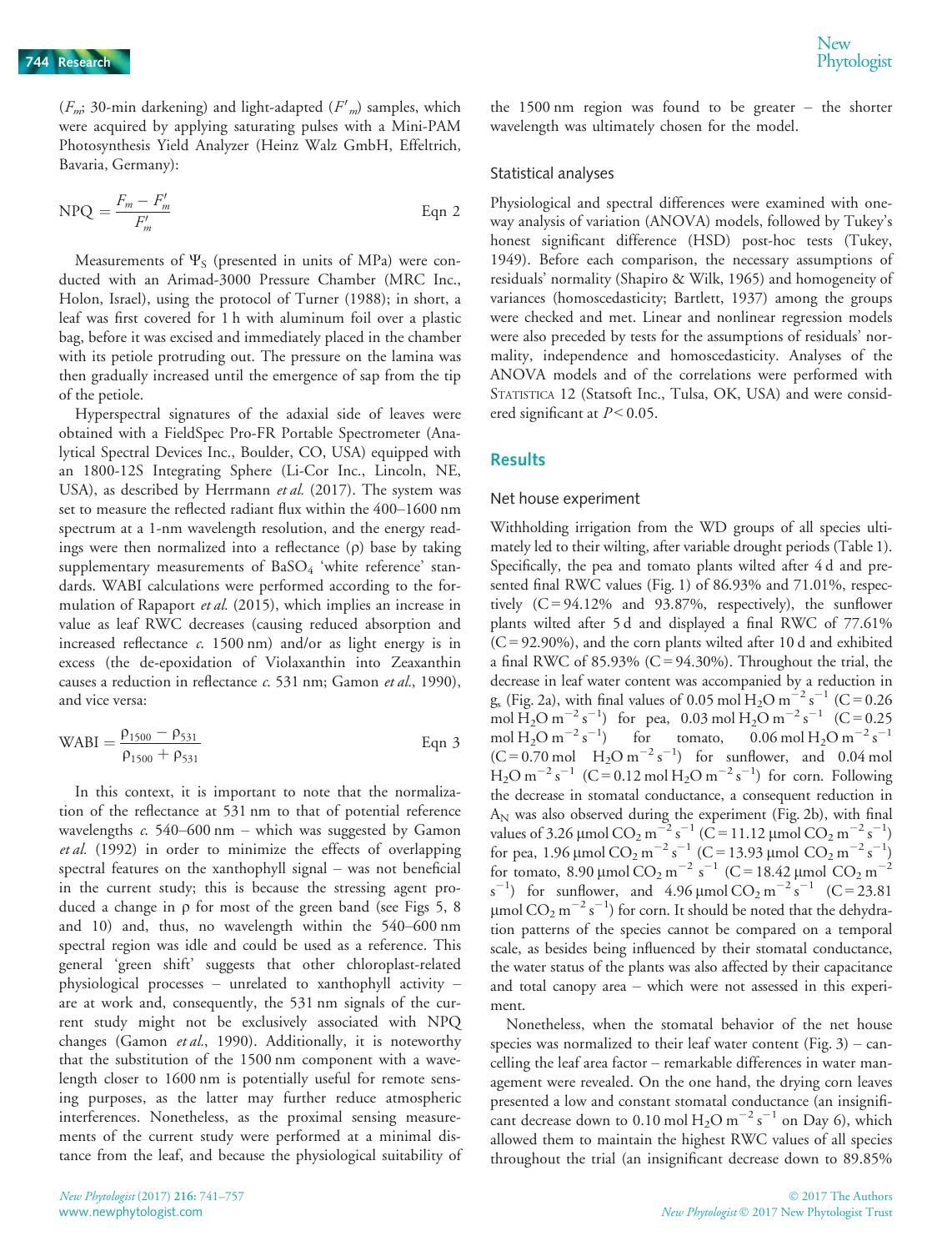($F_m$; 30-min darkening) and light-adapted ($F'_m$) samples, which were acquired by applying saturating pulses with a Mini-PAM Photosynthesis Yield Analyzer (Heinz Walz GmbH, Effeltrich, Bavaria, Germany):

$$\mathrm{NPQ} = \frac{F_m - F'_m}{F'_m} \quad \text{Eqn 2}$$

Measurements of $\Psi_S$ (presented in units of MPa) were conducted with an Arimad-3000 Pressure Chamber (MRC Inc., Holon, Israel), using the protocol of Turner (1988); in short, a leaf was first covered for 1 h with aluminum foil over a plastic bag, before it was excised and immediately placed in the chamber with its petiole protruding out. The pressure on the lamina was then gradually increased until the emergence of sap from the tip of the petiole.

Hyperspectral signatures of the adaxial side of leaves were obtained with a FieldSpec Pro-FR Portable Spectrometer (Analytical Spectral Devices Inc., Boulder, CO, USA) equipped with an 1800-12S Integrating Sphere (Li-Cor Inc., Lincoln, NE, USA), as described by Herrmann *et al.* (2017). The system was set to measure the reflected radiant flux within the 400–1600 nm spectrum at a 1-nm wavelength resolution, and the energy readings were then normalized into a reflectance ($\rho$) base by taking supplementary measurements of $BaSO_4$ 'white reference' standards. WABI calculations were performed according to the formulation of Rapaport *et al.* (2015), which implies an increase in value as leaf RWC decreases (causing reduced absorption and increased reflectance *c.* 1500 nm) and/or as light energy is in excess (the de-epoxidation of Violaxanthin into Zeaxanthin causes a reduction in reflectance *c.* 531 nm; Gamon *et al.*, 1990), and vice versa:

$$\mathrm{WABI} = \frac{\rho_{1500} - \rho_{531}}{\rho_{1500} + \rho_{531}} \quad \text{Eqn 3}$$

In this context, it is important to note that the normalization of the reflectance at 531 nm to that of potential reference wavelengths *c.* 540–600 nm – which was suggested by Gamon *et al.* (1992) in order to minimize the effects of overlapping spectral features on the xanthophyll signal – was not beneficial in the current study; this is because the stressing agent produced a change in $\rho$ for most of the green band (see Figs 5, 8 and 10) and, thus, no wavelength within the 540–600 nm spectral region was idle and could be used as a reference. This general 'green shift' suggests that other chloroplast-related physiological processes – unrelated to xanthophyll activity – are at work and, consequently, the 531 nm signals of the current study might not be exclusively associated with NPQ changes (Gamon *et al.*, 1990). Additionally, it is noteworthy that the substitution of the 1500 nm component with a wavelength closer to 1600 nm is potentially useful for remote sensing purposes, as the latter may further reduce atmospheric interferences. Nonetheless, as the proximal sensing measurements of the current study were performed at a minimal distance from the leaf, and because the physiological suitability of the 1500 nm region was found to be greater – the shorter wavelength was ultimately chosen for the model.

### Statistical analyses

Physiological and spectral differences were examined with one-way analysis of variation (ANOVA) models, followed by Tukey's honest significant difference (HSD) post-hoc tests (Tukey, 1949). Before each comparison, the necessary assumptions of residuals' normality (Shapiro & Wilk, 1965) and homogeneity of variances (homoscedasticity; Bartlett, 1937) among the groups were checked and met. Linear and nonlinear regression models were also preceded by tests for the assumptions of residuals' normality, independence and homoscedasticity. Analyses of the ANOVA models and of the correlations were performed with STATISTICA 12 (Statsoft Inc., Tulsa, OK, USA) and were considered significant at $P < 0.05$.

## Results

### Net house experiment

Withholding irrigation from the WD groups of all species ultimately led to their wilting, after variable drought periods (Table 1). Specifically, the pea and tomato plants wilted after 4 d and presented final RWC values (Fig. 1) of 86.93% and 71.01%, respectively (C = 94.12% and 93.87%, respectively), the sunflower plants wilted after 5 d and displayed a final RWC of 77.61% (C = 92.90%), and the corn plants wilted after 10 d and exhibited a final RWC of 85.93% (C = 94.30%). Throughout the trial, the decrease in leaf water content was accompanied by a reduction in $g_s$ (Fig. 2a), with final values of 0.05 mol $H_2O$ m$^{-2}$ s$^{-1}$ (C = 0.26 mol $H_2O$ m$^{-2}$ s$^{-1}$) for pea, 0.03 mol $H_2O$ m$^{-2}$ s$^{-1}$ (C = 0.25 mol $H_2O$ m$^{-2}$ s$^{-1}$) for tomato, 0.06 mol $H_2O$ m$^{-2}$ s$^{-1}$ (C = 0.70 mol $H_2O$ m$^{-2}$ s$^{-1}$) for sunflower, and 0.04 mol $H_2O$ m$^{-2}$ s$^{-1}$ (C = 0.12 mol $H_2O$ m$^{-2}$ s$^{-1}$) for corn. Following the decrease in stomatal conductance, a consequent reduction in $A_N$ was also observed during the experiment (Fig. 2b), with final values of 3.26 µmol $CO_2$ m$^{-2}$ s$^{-1}$ (C = 11.12 µmol $CO_2$ m$^{-2}$ s$^{-1}$) for pea, 1.96 µmol $CO_2$ m$^{-2}$ s$^{-1}$ (C = 13.93 µmol $CO_2$ m$^{-2}$ s$^{-1}$) for tomato, 8.90 µmol $CO_2$ m$^{-2}$ s$^{-1}$ (C = 18.42 µmol $CO_2$ m$^{-2}$ s$^{-1}$) for sunflower, and 4.96 µmol $CO_2$ m$^{-2}$ s$^{-1}$ (C = 23.81 µmol $CO_2$ m$^{-2}$ s$^{-1}$) for corn. It should be noted that the dehydration patterns of the species cannot be compared on a temporal scale, as besides being influenced by their stomatal conductance, the water status of the plants was also affected by their capacitance and total canopy area – which were not assessed in this experiment.

Nonetheless, when the stomatal behavior of the net house species was normalized to their leaf water content (Fig. 3) – cancelling the leaf area factor – remarkable differences in water management were revealed. On the one hand, the drying corn leaves presented a low and constant stomatal conductance (an insignificant decrease down to 0.10 mol $H_2O$ m$^{-2}$ s$^{-1}$ on Day 6), which allowed them to maintain the highest RWC values of all species throughout the trial (an insignificant decrease down to 89.85%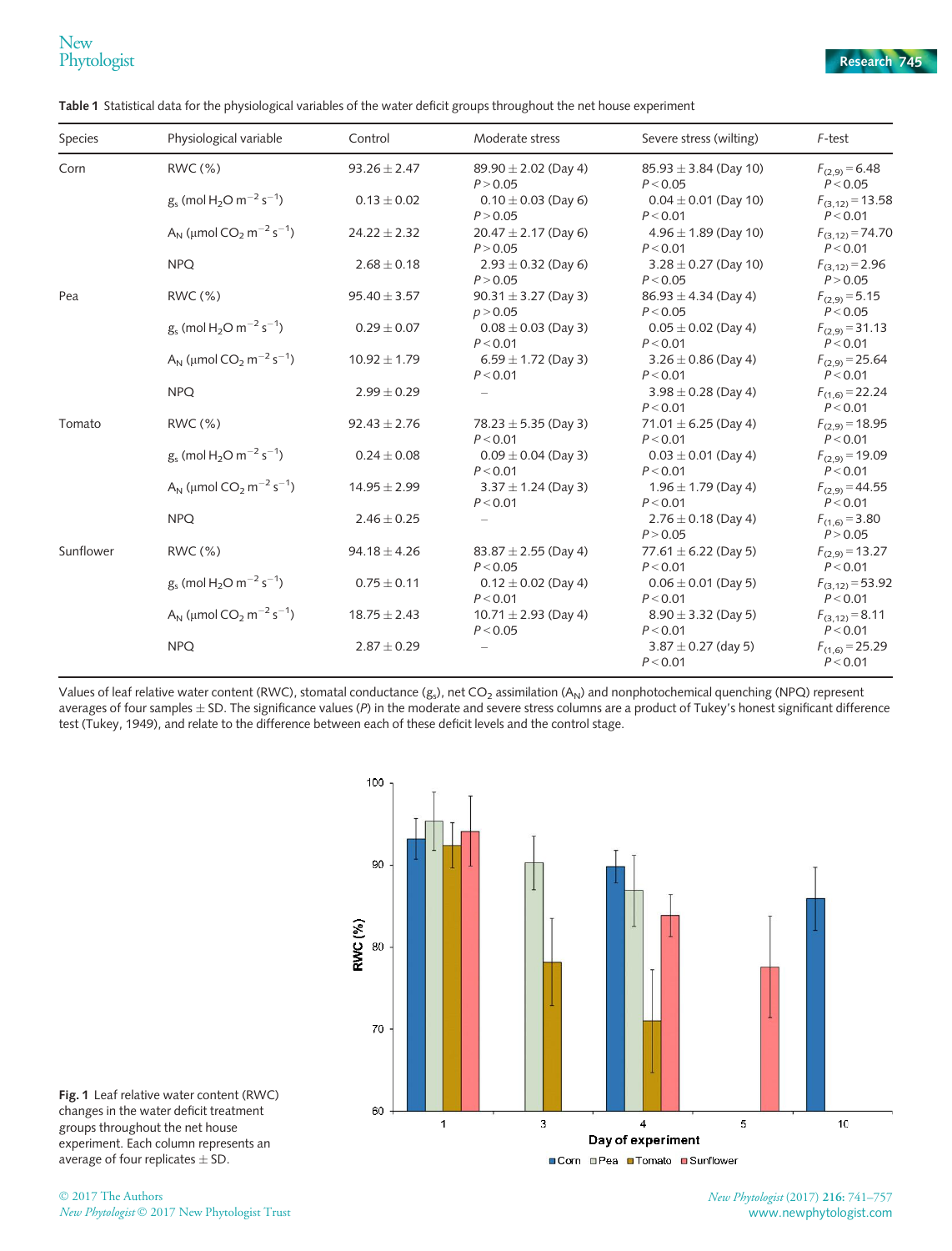**Table 1** Statistical data for the physiological variables of the water deficit groups throughout the net house experiment

| Species | Physiological variable | Control | Moderate stress | Severe stress (wilting) | *F*-test |
|---|---|---|---|---|---|
| Corn | RWC (%) | 93.26 ± 2.47 | 89.90 ± 2.02 (Day 4) $P > 0.05$ | 85.93 ± 3.84 (Day 10) $P < 0.05$ | $F_{(2,9)} = 6.48$ $P < 0.05$ |
| | $g_s$ (mol $H_2O$ $m^{-2}$ $s^{-1}$) | 0.13 ± 0.02 | 0.10 ± 0.03 (Day 6) $P > 0.05$ | 0.04 ± 0.01 (Day 10) $P < 0.01$ | $F_{(3,12)} = 13.58$ $P < 0.01$ |
| | $A_N$ (μmol $CO_2$ $m^{-2}$ $s^{-1}$) | 24.22 ± 2.32 | 20.47 ± 2.17 (Day 6) $P > 0.05$ | 4.96 ± 1.89 (Day 10) $P < 0.01$ | $F_{(3,12)} = 74.70$ $P < 0.01$ |
| | NPQ | 2.68 ± 0.18 | 2.93 ± 0.32 (Day 6) $P > 0.05$ | 3.28 ± 0.27 (Day 10) $P < 0.05$ | $F_{(3,12)} = 2.96$ $P > 0.05$ |
| Pea | RWC (%) | 95.40 ± 3.57 | 90.31 ± 3.27 (Day 3) $p > 0.05$ | 86.93 ± 4.34 (Day 4) $P < 0.05$ | $F_{(2,9)} = 5.15$ $P < 0.05$ |
| | $g_s$ (mol $H_2O$ $m^{-2}$ $s^{-1}$) | 0.29 ± 0.07 | 0.08 ± 0.03 (Day 3) $P < 0.01$ | 0.05 ± 0.02 (Day 4) $P < 0.01$ | $F_{(2,9)} = 31.13$ $P < 0.01$ |
| | $A_N$ (μmol $CO_2$ $m^{-2}$ $s^{-1}$) | 10.92 ± 1.79 | 6.59 ± 1.72 (Day 3) $P < 0.01$ | 3.26 ± 0.86 (Day 4) $P < 0.01$ | $F_{(2,9)} = 25.64$ $P < 0.01$ |
| | NPQ | 2.99 ± 0.29 | – | 3.98 ± 0.28 (Day 4) $P < 0.01$ | $F_{(1,6)} = 22.24$ $P < 0.01$ |
| Tomato | RWC (%) | 92.43 ± 2.76 | 78.23 ± 5.35 (Day 3) $P < 0.01$ | 71.01 ± 6.25 (Day 4) $P < 0.01$ | $F_{(2,9)} = 18.95$ $P < 0.01$ |
| | $g_s$ (mol $H_2O$ $m^{-2}$ $s^{-1}$) | 0.24 ± 0.08 | 0.09 ± 0.04 (Day 3) $P < 0.01$ | 0.03 ± 0.01 (Day 4) $P < 0.01$ | $F_{(2,9)} = 19.09$ $P < 0.01$ |
| | $A_N$ (μmol $CO_2$ $m^{-2}$ $s^{-1}$) | 14.95 ± 2.99 | 3.37 ± 1.24 (Day 3) $P < 0.01$ | 1.96 ± 1.79 (Day 4) $P < 0.01$ | $F_{(2,9)} = 44.55$ $P < 0.01$ |
| | NPQ | 2.46 ± 0.25 | – | 2.76 ± 0.18 (Day 4) $P > 0.05$ | $F_{(1,6)} = 3.80$ $P > 0.05$ |
| Sunflower | RWC (%) | 94.18 ± 4.26 | 83.87 ± 2.55 (Day 4) $P < 0.05$ | 77.61 ± 6.22 (Day 5) $P < 0.01$ | $F_{(2,9)} = 13.27$ $P < 0.01$ |
| | $g_s$ (mol $H_2O$ $m^{-2}$ $s^{-1}$) | 0.75 ± 0.11 | 0.12 ± 0.02 (Day 4) $P < 0.01$ | 0.06 ± 0.01 (Day 5) $P < 0.01$ | $F_{(3,12)} = 53.92$ $P < 0.01$ |
| | $A_N$ (μmol $CO_2$ $m^{-2}$ $s^{-1}$) | 18.75 ± 2.43 | 10.71 ± 2.93 (Day 4) $P < 0.05$ | 8.90 ± 3.32 (Day 5) $P < 0.01$ | $F_{(3,12)} = 8.11$ $P < 0.01$ |
| | NPQ | 2.87 ± 0.29 | – | 3.87 ± 0.27 (day 5) $P < 0.01$ | $F_{(1,6)} = 25.29$ $P < 0.01$ |

Values of leaf relative water content (RWC), stomatal conductance ($g_s$), net $CO_2$ assimilation ($A_N$) and nonphotochemical quenching (NPQ) represent averages of four samples ± SD. The significance values (*P*) in the moderate and severe stress columns are a product of Tukey's honest significant difference test (Tukey, 1949), and relate to the difference between each of these deficit levels and the control stage.

**Fig. 1** Leaf relative water content (RWC) changes in the water deficit treatment groups throughout the net house experiment. Each column represents an average of four replicates ± SD.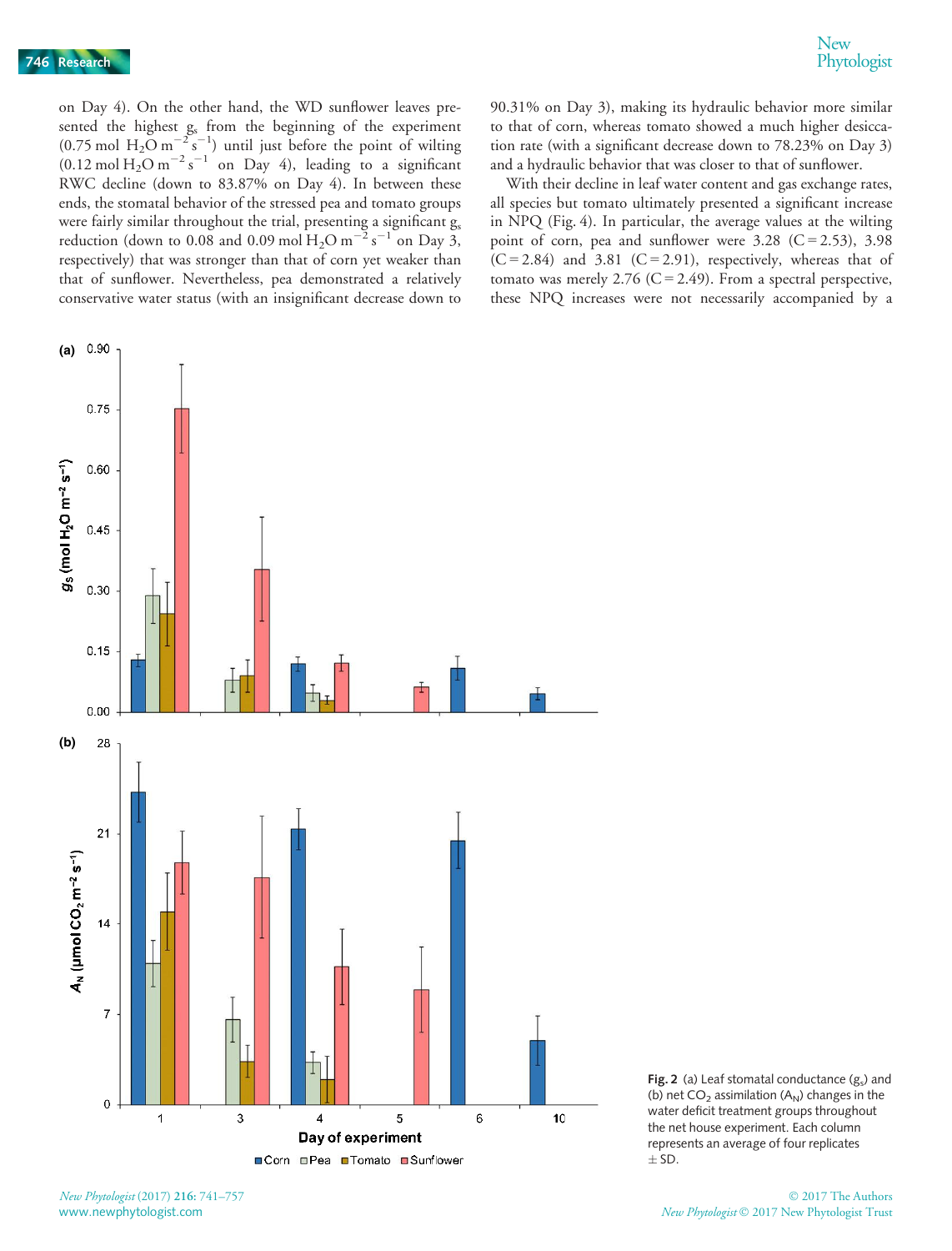on Day 4). On the other hand, the WD sunflower leaves presented the highest $g_s$ from the beginning of the experiment (0.75 mol $H_2O$ $m^{-2}$ $s^{-1}$) until just before the point of wilting (0.12 mol $H_2O$ $m^{-2}$ $s^{-1}$ on Day 4), leading to a significant RWC decline (down to 83.87% on Day 4). In between these ends, the stomatal behavior of the stressed pea and tomato groups were fairly similar throughout the trial, presenting a significant $g_s$ reduction (down to 0.08 and 0.09 mol $H_2O$ $m^{-2}$ $s^{-1}$ on Day 3, respectively) that was stronger than that of corn yet weaker than that of sunflower. Nevertheless, pea demonstrated a relatively conservative water status (with an insignificant decrease down to 90.31% on Day 3), making its hydraulic behavior more similar to that of corn, whereas tomato showed a much higher desiccation rate (with a significant decrease down to 78.23% on Day 3) and a hydraulic behavior that was closer to that of sunflower.

With their decline in leaf water content and gas exchange rates, all species but tomato ultimately presented a significant increase in NPQ (Fig. 4). In particular, the average values at the wilting point of corn, pea and sunflower were 3.28 (C = 2.53), 3.98 (C = 2.84) and 3.81 (C = 2.91), respectively, whereas that of tomato was merely 2.76 (C = 2.49). From a spectral perspective, these NPQ increases were not necessarily accompanied by a

**Fig. 2** (a) Leaf stomatal conductance ($g_s$) and (b) net $CO_2$ assimilation ($A_N$) changes in the water deficit treatment groups throughout the net house experiment. Each column represents an average of four replicates ± SD.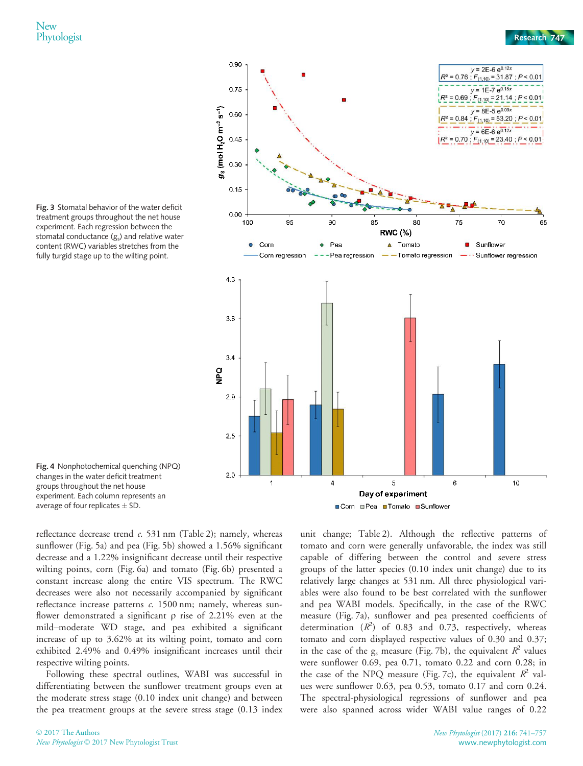Fig. 3 Stomatal behavior of the water deficit treatment groups throughout the net house experiment. Each regression between the stomatal conductance ($g_s$) and relative water content (RWC) variables stretches from the fully turgid stage up to the wilting point.

Fig. 4 Nonphotochemical quenching (NPQ) changes in the water deficit treatment groups throughout the net house experiment. Each column represents an average of four replicates ± SD.

reflectance decrease trend *c.* 531 nm (Table 2); namely, whereas sunflower (Fig. 5a) and pea (Fig. 5b) showed a 1.56% significant decrease and a 1.22% insignificant decrease until their respective wilting points, corn (Fig. 6a) and tomato (Fig. 6b) presented a constant increase along the entire VIS spectrum. The RWC decreases were also not necessarily accompanied by significant reflectance increase patterns *c.* 1500 nm; namely, whereas sunflower demonstrated a significant ρ rise of 2.21% even at the mild–moderate WD stage, and pea exhibited a significant increase of up to 3.62% at its wilting point, tomato and corn exhibited 2.49% and 0.49% insignificant increases until their respective wilting points.

Following these spectral outlines, WABI was successful in differentiating between the sunflower treatment groups even at the moderate stress stage (0.10 index unit change) and between the pea treatment groups at the severe stress stage (0.13 index unit change; Table 2). Although the reflective patterns of tomato and corn were generally unfavorable, the index was still capable of differing between the control and severe stress groups of the latter species (0.10 index unit change) due to its relatively large changes at 531 nm. All three physiological variables were also found to be best correlated with the sunflower and pea WABI models. Specifically, in the case of the RWC measure (Fig. 7a), sunflower and pea presented coefficients of determination ($R^2$) of 0.83 and 0.73, respectively, whereas tomato and corn displayed respective values of 0.30 and 0.37; in the case of the $g_s$ measure (Fig. 7b), the equivalent $R^2$ values were sunflower 0.69, pea 0.71, tomato 0.22 and corn 0.28; in the case of the NPQ measure (Fig. 7c), the equivalent $R^2$ values were sunflower 0.63, pea 0.53, tomato 0.17 and corn 0.24. The spectral-physiological regressions of sunflower and pea were also spanned across wider WABI value ranges of 0.22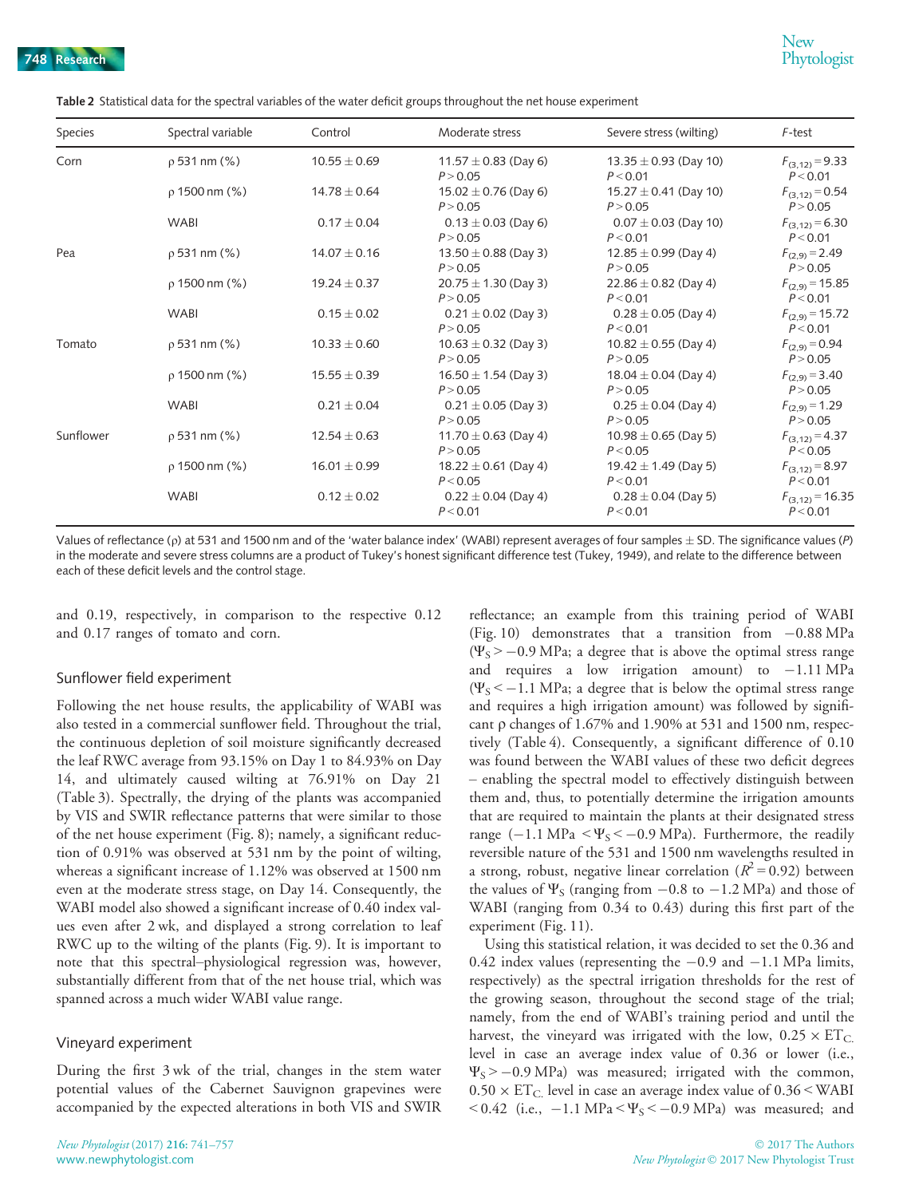**Table 2** Statistical data for the spectral variables of the water deficit groups throughout the net house experiment

| Species | Spectral variable | Control | Moderate stress | Severe stress (wilting) | *F*-test |
|---|---|---|---|---|---|
| Corn | ρ 531 nm (%) | 10.55 ± 0.69 | 11.57 ± 0.83 (Day 6) $P > 0.05$ | 13.35 ± 0.93 (Day 10) $P < 0.01$ | $F_{(3,12)} = 9.33$ $P < 0.01$ |
| | ρ 1500 nm (%) | 14.78 ± 0.64 | 15.02 ± 0.76 (Day 6) $P > 0.05$ | 15.27 ± 0.41 (Day 10) $P > 0.05$ | $F_{(3,12)} = 0.54$ $P > 0.05$ |
| | WABI | 0.17 ± 0.04 | 0.13 ± 0.03 (Day 6) $P > 0.05$ | 0.07 ± 0.03 (Day 10) $P < 0.01$ | $F_{(3,12)} = 6.30$ $P < 0.01$ |
| Pea | ρ 531 nm (%) | 14.07 ± 0.16 | 13.50 ± 0.88 (Day 3) $P > 0.05$ | 12.85 ± 0.99 (Day 4) $P > 0.05$ | $F_{(2,9)} = 2.49$ $P > 0.05$ |
| | ρ 1500 nm (%) | 19.24 ± 0.37 | 20.75 ± 1.30 (Day 3) $P > 0.05$ | 22.86 ± 0.82 (Day 4) $P < 0.01$ | $F_{(2,9)} = 15.85$ $P < 0.01$ |
| | WABI | 0.15 ± 0.02 | 0.21 ± 0.02 (Day 3) $P > 0.05$ | 0.28 ± 0.05 (Day 4) $P < 0.01$ | $F_{(2,9)} = 15.72$ $P < 0.01$ |
| Tomato | ρ 531 nm (%) | 10.33 ± 0.60 | 10.63 ± 0.32 (Day 3) $P > 0.05$ | 10.82 ± 0.55 (Day 4) $P > 0.05$ | $F_{(2,9)} = 0.94$ $P > 0.05$ |
| | ρ 1500 nm (%) | 15.55 ± 0.39 | 16.50 ± 1.54 (Day 3) $P > 0.05$ | 18.04 ± 0.04 (Day 4) $P > 0.05$ | $F_{(2,9)} = 3.40$ $P > 0.05$ |
| | WABI | 0.21 ± 0.04 | 0.21 ± 0.05 (Day 3) $P > 0.05$ | 0.25 ± 0.04 (Day 4) $P > 0.05$ | $F_{(2,9)} = 1.29$ $P > 0.05$ |
| Sunflower | ρ 531 nm (%) | 12.54 ± 0.63 | 11.70 ± 0.63 (Day 4) $P > 0.05$ | 10.98 ± 0.65 (Day 5) $P < 0.05$ | $F_{(3,12)} = 4.37$ $P < 0.05$ |
| | ρ 1500 nm (%) | 16.01 ± 0.99 | 18.22 ± 0.61 (Day 4) $P < 0.05$ | 19.42 ± 1.49 (Day 5) $P < 0.01$ | $F_{(3,12)} = 8.97$ $P < 0.01$ |
| | WABI | 0.12 ± 0.02 | 0.22 ± 0.04 (Day 4) $P < 0.01$ | 0.28 ± 0.04 (Day 5) $P < 0.01$ | $F_{(3,12)} = 16.35$ $P < 0.01$ |

Values of reflectance (ρ) at 531 and 1500 nm and of the 'water balance index' (WABI) represent averages of four samples ± SD. The significance values (*P*) in the moderate and severe stress columns are a product of Tukey's honest significant difference test (Tukey, 1949), and relate to the difference between each of these deficit levels and the control stage.

and 0.19, respectively, in comparison to the respective 0.12 and 0.17 ranges of tomato and corn.

### Sunflower field experiment

Following the net house results, the applicability of WABI was also tested in a commercial sunflower field. Throughout the trial, the continuous depletion of soil moisture significantly decreased the leaf RWC average from 93.15% on Day 1 to 84.93% on Day 14, and ultimately caused wilting at 76.91% on Day 21 (Table 3). Spectrally, the drying of the plants was accompanied by VIS and SWIR reflectance patterns that were similar to those of the net house experiment (Fig. 8); namely, a significant reduction of 0.91% was observed at 531 nm by the point of wilting, whereas a significant increase of 1.12% was observed at 1500 nm even at the moderate stress stage, on Day 14. Consequently, the WABI model also showed a significant increase of 0.40 index values even after 2 wk, and displayed a strong correlation to leaf RWC up to the wilting of the plants (Fig. 9). It is important to note that this spectral–physiological regression was, however, substantially different from that of the net house trial, which was spanned across a much wider WABI value range.

### Vineyard experiment

During the first 3 wk of the trial, changes in the stem water potential values of the Cabernet Sauvignon grapevines were accompanied by the expected alterations in both VIS and SWIR reflectance; an example from this training period of WABI (Fig. 10) demonstrates that a transition from −0.88 MPa ($\Psi_S > -0.9$ MPa; a degree that is above the optimal stress range and requires a low irrigation amount) to −1.11 MPa ($\Psi_S < -1.1$ MPa; a degree that is below the optimal stress range and requires a high irrigation amount) was followed by significant ρ changes of 1.67% and 1.90% at 531 and 1500 nm, respectively (Table 4). Consequently, a significant difference of 0.10 was found between the WABI values of these two deficit degrees – enabling the spectral model to effectively distinguish between them and, thus, to potentially determine the irrigation amounts that are required to maintain the plants at their designated stress range ($-1.1$ MPa $< \Psi_S < -0.9$ MPa). Furthermore, the readily reversible nature of the 531 and 1500 nm wavelengths resulted in a strong, robust, negative linear correlation ($R^2 = 0.92$) between the values of $\Psi_S$ (ranging from −0.8 to −1.2 MPa) and those of WABI (ranging from 0.34 to 0.43) during this first part of the experiment (Fig. 11).

Using this statistical relation, it was decided to set the 0.36 and 0.42 index values (representing the −0.9 and −1.1 MPa limits, respectively) as the spectral irrigation thresholds for the rest of the growing season, throughout the second stage of the trial; namely, from the end of WABI's training period and until the harvest, the vineyard was irrigated with the low, $0.25 \times ET_{C.}$ level in case an average index value of 0.36 or lower (i.e., $\Psi_S > -0.9$ MPa) was measured; irrigated with the common, $0.50 \times ET_{C.}$ level in case an average index value of $0.36 < \text{WABI} < 0.42$ (i.e., $-1.1$ MPa $< \Psi_S < -0.9$ MPa) was measured; and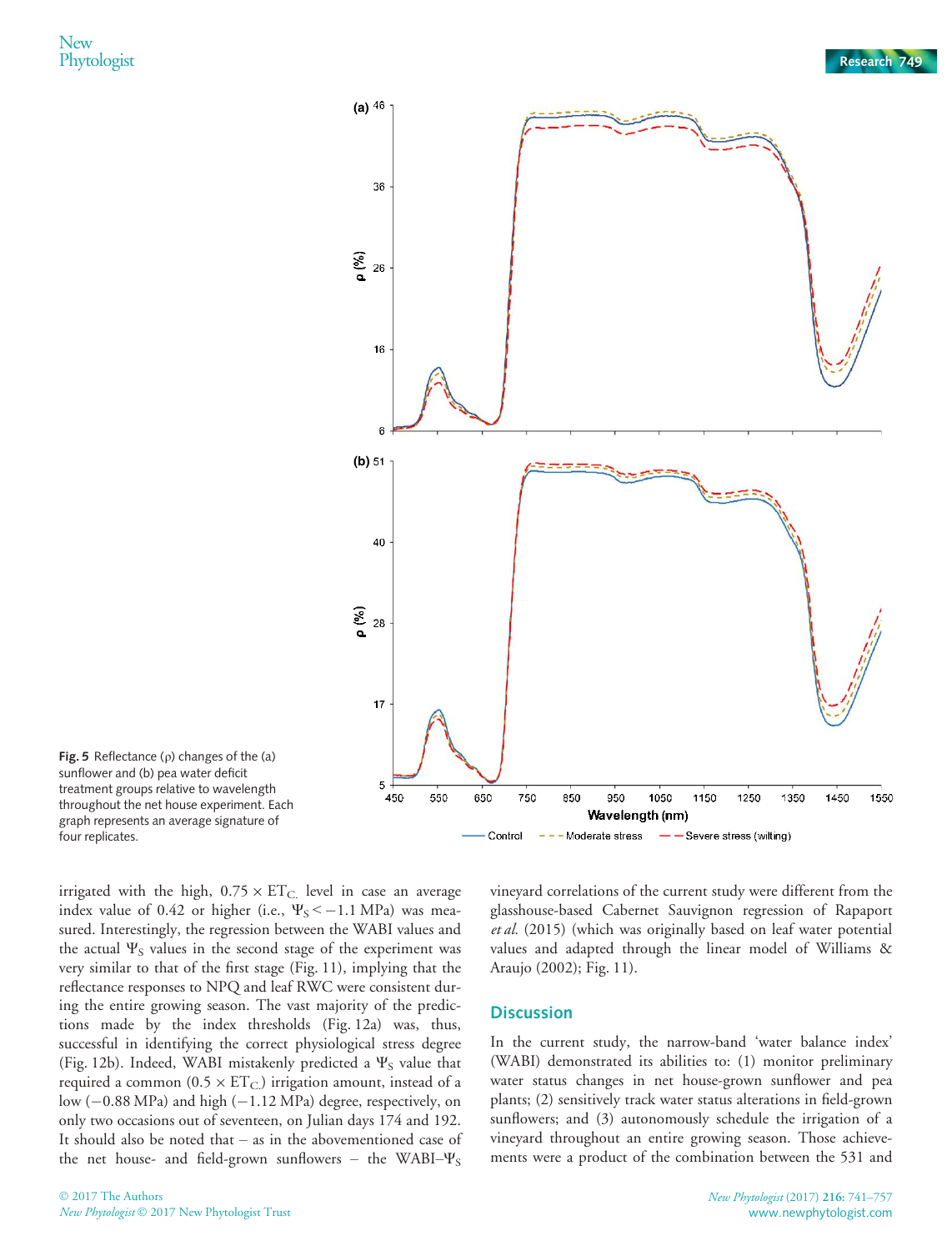Fig. 5 Reflectance (ρ) changes of the (a) sunflower and (b) pea water deficit treatment groups relative to wavelength throughout the net house experiment. Each graph represents an average signature of four replicates.

irrigated with the high, $0.75 \times ET_C$ level in case an average index value of 0.42 or higher (i.e., $\Psi_S < -1.1$ MPa) was measured. Interestingly, the regression between the WABI values and the actual $\Psi_S$ values in the second stage of the experiment was very similar to that of the first stage (Fig. 11), implying that the reflectance responses to NPQ and leaf RWC were consistent during the entire growing season. The vast majority of the predictions made by the index thresholds (Fig. 12a) was, thus, successful in identifying the correct physiological stress degree (Fig. 12b). Indeed, WABI mistakenly predicted a $\Psi_S$ value that required a common ($0.5 \times ET_C$) irrigation amount, instead of a low (−0.88 MPa) and high (−1.12 MPa) degree, respectively, on only two occasions out of seventeen, on Julian days 174 and 192. It should also be noted that – as in the abovementioned case of the net house- and field-grown sunflowers – the WABI–$\Psi_S$ vineyard correlations of the current study were different from the glasshouse-based Cabernet Sauvignon regression of Rapaport *et al.* (2015) (which was originally based on leaf water potential values and adapted through the linear model of Williams & Araujo (2002); Fig. 11).

## Discussion

In the current study, the narrow-band 'water balance index' (WABI) demonstrated its abilities to: (1) monitor preliminary water status changes in net house-grown sunflower and pea plants; (2) sensitively track water status alterations in field-grown sunflowers; and (3) autonomously schedule the irrigation of a vineyard throughout an entire growing season. Those achievements were a product of the combination between the 531 and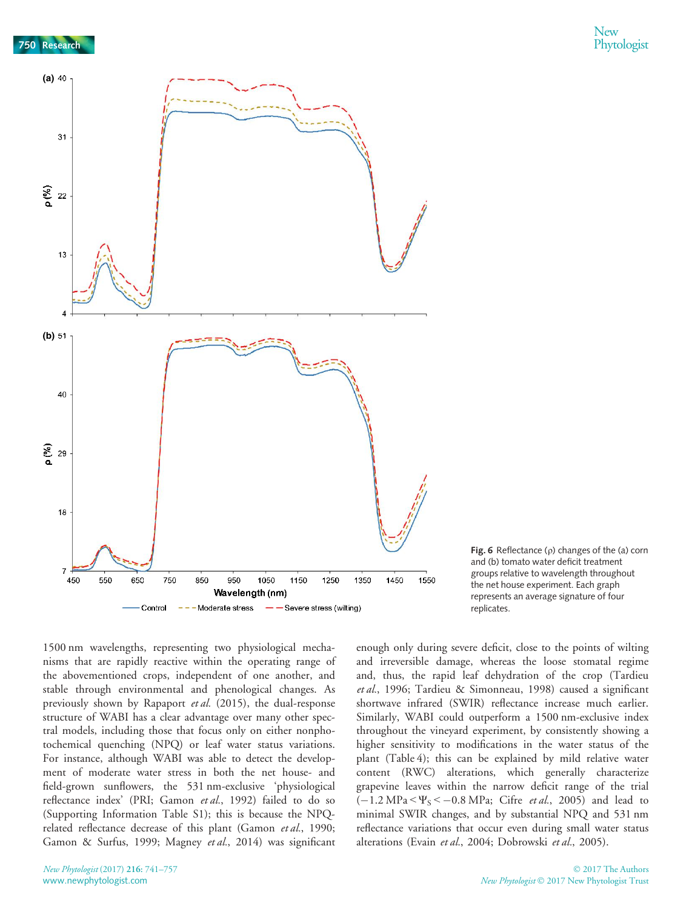Fig. 6 Reflectance (ρ) changes of the (a) corn and (b) tomato water deficit treatment groups relative to wavelength throughout the net house experiment. Each graph represents an average signature of four replicates.

1500 nm wavelengths, representing two physiological mechanisms that are rapidly reactive within the operating range of the abovementioned crops, independent of one another, and stable through environmental and phenological changes. As previously shown by Rapaport *et al.* (2015), the dual-response structure of WABI has a clear advantage over many other spectral models, including those that focus only on either nonphotochemical quenching (NPQ) or leaf water status variations. For instance, although WABI was able to detect the development of moderate water stress in both the net house- and field-grown sunflowers, the 531 nm-exclusive 'physiological reflectance index' (PRI; Gamon *et al.*, 1992) failed to do so (Supporting Information Table S1); this is because the NPQ-related reflectance decrease of this plant (Gamon *et al.*, 1990; Gamon & Surfus, 1999; Magney *et al.*, 2014) was significant enough only during severe deficit, close to the points of wilting and irreversible damage, whereas the loose stomatal regime and, thus, the rapid leaf dehydration of the crop (Tardieu *et al.*, 1996; Tardieu & Simonneau, 1998) caused a significant shortwave infrared (SWIR) reflectance increase much earlier. Similarly, WABI could outperform a 1500 nm-exclusive index throughout the vineyard experiment, by consistently showing a higher sensitivity to modifications in the water status of the plant (Table 4); this can be explained by mild relative water content (RWC) alterations, which generally characterize grapevine leaves within the narrow deficit range of the trial ($-1.2$ MPa $< \Psi_S < -0.8$ MPa; Cifre *et al.*, 2005) and lead to minimal SWIR changes, and by substantial NPQ and 531 nm reflectance variations that occur even during small water status alterations (Evain *et al.*, 2004; Dobrowski *et al.*, 2005).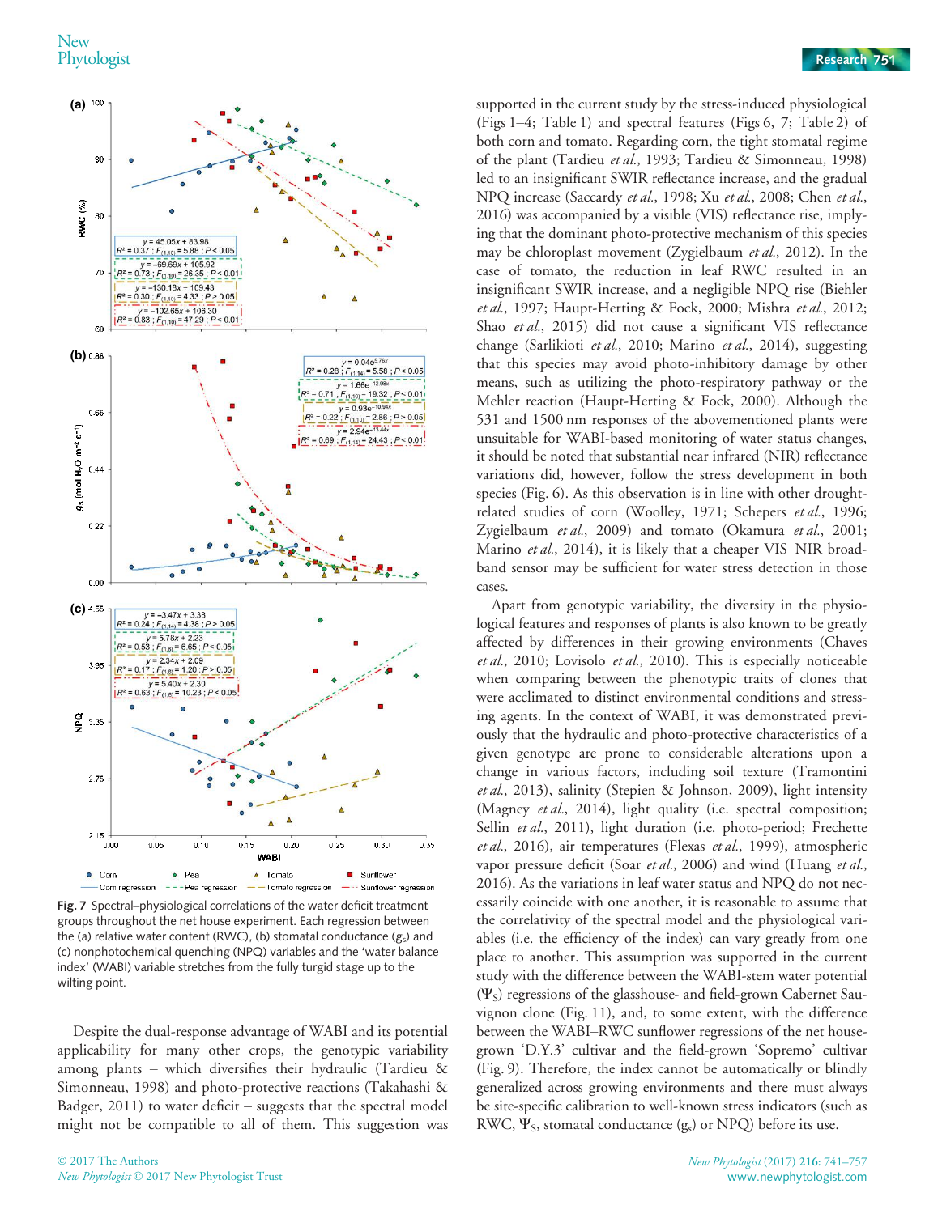Fig. 7 Spectral–physiological correlations of the water deficit treatment groups throughout the net house experiment. Each regression between the (a) relative water content (RWC), (b) stomatal conductance ($g_s$) and (c) nonphotochemical quenching (NPQ) variables and the 'water balance index' (WABI) variable stretches from the fully turgid stage up to the wilting point.

Despite the dual-response advantage of WABI and its potential applicability for many other crops, the genotypic variability among plants – which diversifies their hydraulic (Tardieu & Simonneau, 1998) and photo-protective reactions (Takahashi & Badger, 2011) to water deficit – suggests that the spectral model might not be compatible to all of them. This suggestion was supported in the current study by the stress-induced physiological (Figs 1–4; Table 1) and spectral features (Figs 6, 7; Table 2) of both corn and tomato. Regarding corn, the tight stomatal regime of the plant (Tardieu *et al.*, 1993; Tardieu & Simonneau, 1998) led to an insignificant SWIR reflectance increase, and the gradual NPQ increase (Saccardy *et al.*, 1998; Xu *et al.*, 2008; Chen *et al.*, 2016) was accompanied by a visible (VIS) reflectance rise, implying that the dominant photo-protective mechanism of this species may be chloroplast movement (Zygielbaum *et al.*, 2012). In the case of tomato, the reduction in leaf RWC resulted in an insignificant SWIR increase, and a negligible NPQ rise (Biehler *et al.*, 1997; Haupt-Herting & Fock, 2000; Mishra *et al.*, 2012; Shao *et al.*, 2015) did not cause a significant VIS reflectance change (Sarlikioti *et al.*, 2010; Marino *et al.*, 2014), suggesting that this species may avoid photo-inhibitory damage by other means, such as utilizing the photo-respiratory pathway or the Mehler reaction (Haupt-Herting & Fock, 2000). Although the 531 and 1500 nm responses of the abovementioned plants were unsuitable for WABI-based monitoring of water status changes, it should be noted that substantial near infrared (NIR) reflectance variations did, however, follow the stress development in both species (Fig. 6). As this observation is in line with other drought-related studies of corn (Woolley, 1971; Schepers *et al.*, 1996; Zygielbaum *et al.*, 2009) and tomato (Okamura *et al.*, 2001; Marino *et al.*, 2014), it is likely that a cheaper VIS–NIR broadband sensor may be sufficient for water stress detection in those cases.

Apart from genotypic variability, the diversity in the physiological features and responses of plants is also known to be greatly affected by differences in their growing environments (Chaves *et al.*, 2010; Lovisolo *et al.*, 2010). This is especially noticeable when comparing between the phenotypic traits of clones that were acclimated to distinct environmental conditions and stressing agents. In the context of WABI, it was demonstrated previously that the hydraulic and photo-protective characteristics of a given genotype are prone to considerable alterations upon a change in various factors, including soil texture (Tramontini *et al.*, 2013), salinity (Stepien & Johnson, 2009), light intensity (Magney *et al.*, 2014), light quality (i.e. spectral composition; Sellin *et al.*, 2011), light duration (i.e. photo-period; Frechette *et al.*, 2016), air temperatures (Flexas *et al.*, 1999), atmospheric vapor pressure deficit (Soar *et al.*, 2006) and wind (Huang *et al.*, 2016). As the variations in leaf water status and NPQ do not necessarily coincide with one another, it is reasonable to assume that the correlativity of the spectral model and the physiological variables (i.e. the efficiency of the index) can vary greatly from one place to another. This assumption was supported in the current study with the difference between the WABI-stem water potential ($\Psi_S$) regressions of the glasshouse- and field-grown Cabernet Sauvignon clone (Fig. 11), and, to some extent, with the difference between the WABI–RWC sunflower regressions of the net house-grown 'D.Y.3' cultivar and the field-grown 'Sopremo' cultivar (Fig. 9). Therefore, the index cannot be automatically or blindly generalized across growing environments and there must always be site-specific calibration to well-known stress indicators (such as RWC, $\Psi_S$, stomatal conductance ($g_s$) or NPQ) before its use.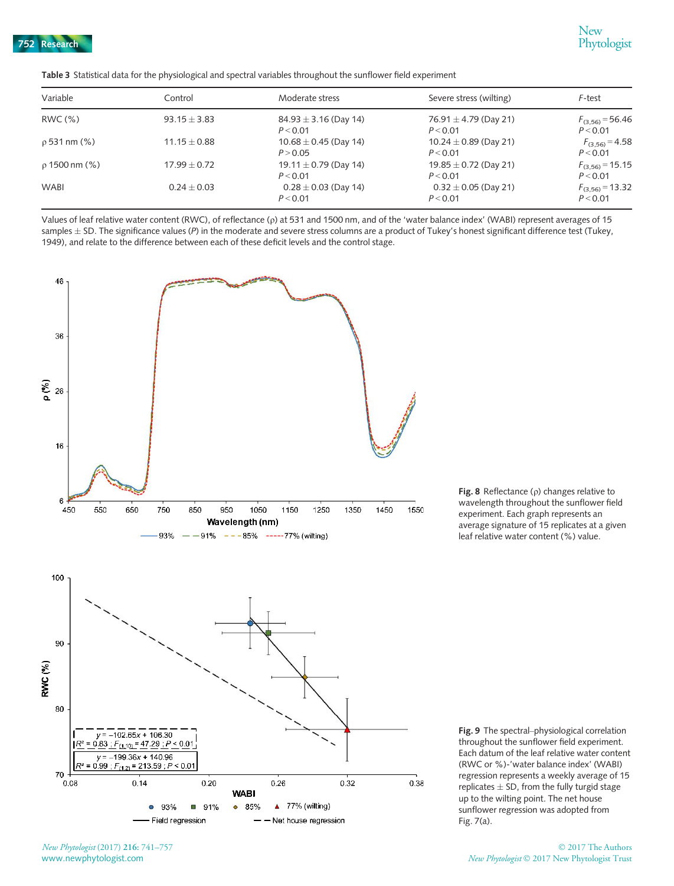**Table 3** Statistical data for the physiological and spectral variables throughout the sunflower field experiment

| Variable | Control | Moderate stress | Severe stress (wilting) | *F*-test |
|---|---|---|---|---|
| RWC (%) | 93.15 ± 3.83 | 84.93 ± 3.16 (Day 14) $P < 0.01$ | 76.91 ± 4.79 (Day 21) $P < 0.01$ | $F_{(3,56)} = 56.46$ $P < 0.01$ |
| ρ 531 nm (%) | 11.15 ± 0.88 | 10.68 ± 0.45 (Day 14) $P > 0.05$ | 10.24 ± 0.89 (Day 21) $P < 0.01$ | $F_{(3,56)} = 4.58$ $P < 0.01$ |
| ρ 1500 nm (%) | 17.99 ± 0.72 | 19.11 ± 0.79 (Day 14) $P < 0.01$ | 19.85 ± 0.72 (Day 21) $P < 0.01$ | $F_{(3,56)} = 15.15$ $P < 0.01$ |
| WABI | 0.24 ± 0.03 | 0.28 ± 0.03 (Day 14) $P < 0.01$ | 0.32 ± 0.05 (Day 21) $P < 0.01$ | $F_{(3,56)} = 13.32$ $P < 0.01$ |

Values of leaf relative water content (RWC), of reflectance (ρ) at 531 and 1500 nm, and of the 'water balance index' (WABI) represent averages of 15 samples ± SD. The significance values (*P*) in the moderate and severe stress columns are a product of Tukey's honest significant difference test (Tukey, 1949), and relate to the difference between each of these deficit levels and the control stage.

**Fig. 8** Reflectance (ρ) changes relative to wavelength throughout the sunflower field experiment. Each graph represents an average signature of 15 replicates at a given leaf relative water content (%) value.

**Fig. 9** The spectral–physiological correlation throughout the sunflower field experiment. Each datum of the leaf relative water content (RWC or %)-'water balance index' (WABI) regression represents a weekly average of 15 replicates ± SD, from the fully turgid stage up to the wilting point. The net house sunflower regression was adopted from Fig. 7(a).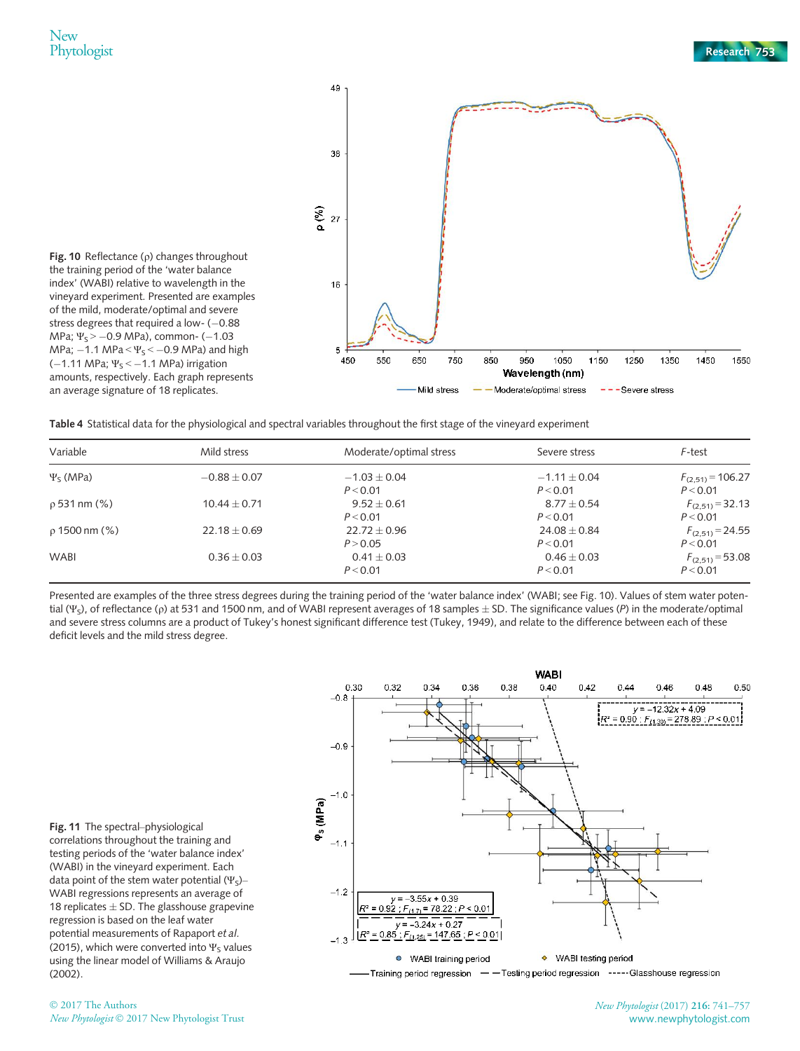**Fig. 10** Reflectance (ρ) changes throughout the training period of the 'water balance index' (WABI) relative to wavelength in the vineyard experiment. Presented are examples of the mild, moderate/optimal and severe stress degrees that required a low- (−0.88 MPa; $\Psi_S > -0.9$ MPa), common- (−1.03 MPa; $-1.1\ \text{MPa} < \Psi_S < -0.9$ MPa) and high (−1.11 MPa; $\Psi_S < -1.1$ MPa) irrigation amounts, respectively. Each graph represents an average signature of 18 replicates.

**Table 4** Statistical data for the physiological and spectral variables throughout the first stage of the vineyard experiment

| Variable | Mild stress | Moderate/optimal stress | Severe stress | *F*-test |
|---|---|---|---|---|
| $\Psi_S$ (MPa) | −0.88 ± 0.07 | −1.03 ± 0.04<br>$P < 0.01$ | −1.11 ± 0.04<br>$P < 0.01$ | $F_{(2,51)} = 106.27$<br>$P < 0.01$ |
| ρ 531 nm (%) | 10.44 ± 0.71 | 9.52 ± 0.61<br>$P < 0.01$ | 8.77 ± 0.54<br>$P < 0.01$ | $F_{(2,51)} = 32.13$<br>$P < 0.01$ |
| ρ 1500 nm (%) | 22.18 ± 0.69 | 22.72 ± 0.96<br>$P > 0.05$ | 24.08 ± 0.84<br>$P < 0.01$ | $F_{(2,51)} = 24.55$<br>$P < 0.01$ |
| WABI | 0.36 ± 0.03 | 0.41 ± 0.03<br>$P < 0.01$ | 0.46 ± 0.03<br>$P < 0.01$ | $F_{(2,51)} = 53.08$<br>$P < 0.01$ |

Presented are examples of the three stress degrees during the training period of the 'water balance index' (WABI; see Fig. 10). Values of stem water potential ($\Psi_S$), of reflectance (ρ) at 531 and 1500 nm, and of WABI represent averages of 18 samples ± SD. The significance values (*P*) in the moderate/optimal and severe stress columns are a product of Tukey's honest significant difference test (Tukey, 1949), and relate to the difference between each of these deficit levels and the mild stress degree.

**Fig. 11** The spectral–physiological correlations throughout the training and testing periods of the 'water balance index' (WABI) in the vineyard experiment. Each data point of the stem water potential ($\Psi_S$)–WABI regressions represents an average of 18 replicates ± SD. The glasshouse grapevine regression is based on the leaf water potential measurements of Rapaport *et al.* (2015), which were converted into $\Psi_S$ values using the linear model of Williams & Araujo (2002).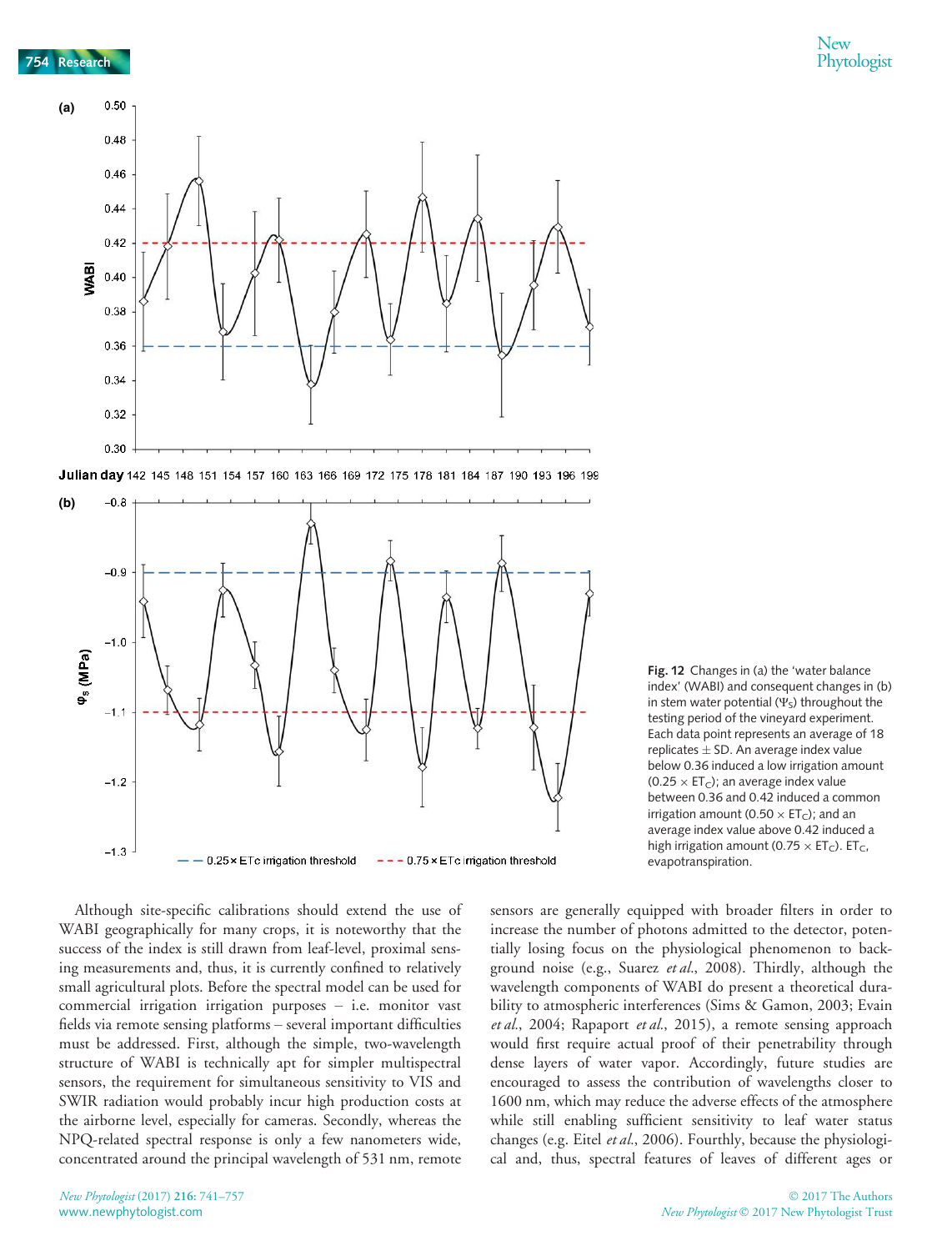Fig. 12 Changes in (a) the 'water balance index' (WABI) and consequent changes in (b) in stem water potential ($\Psi_S$) throughout the testing period of the vineyard experiment. Each data point represents an average of 18 replicates ± SD. An average index value below 0.36 induced a low irrigation amount ($0.25 \times ET_C$); an average index value between 0.36 and 0.42 induced a common irrigation amount ($0.50 \times ET_C$); and an average index value above 0.42 induced a high irrigation amount ($0.75 \times ET_C$). $ET_C$, evapotranspiration.

Although site-specific calibrations should extend the use of WABI geographically for many crops, it is noteworthy that the success of the index is still drawn from leaf-level, proximal sensing measurements and, thus, it is currently confined to relatively small agricultural plots. Before the spectral model can be used for commercial irrigation irrigation purposes – i.e. monitor vast fields via remote sensing platforms – several important difficulties must be addressed. First, although the simple, two-wavelength structure of WABI is technically apt for simpler multispectral sensors, the requirement for simultaneous sensitivity to VIS and SWIR radiation would probably incur high production costs at the airborne level, especially for cameras. Secondly, whereas the NPQ-related spectral response is only a few nanometers wide, concentrated around the principal wavelength of 531 nm, remote sensors are generally equipped with broader filters in order to increase the number of photons admitted to the detector, potentially losing focus on the physiological phenomenon to background noise (e.g., Suarez *et al.*, 2008). Thirdly, although the wavelength components of WABI do present a theoretical durability to atmospheric interferences (Sims & Gamon, 2003; Evain *et al.*, 2004; Rapaport *et al.*, 2015), a remote sensing approach would first require actual proof of their penetrability through dense layers of water vapor. Accordingly, future studies are encouraged to assess the contribution of wavelengths closer to 1600 nm, which may reduce the adverse effects of the atmosphere while still enabling sufficient sensitivity to leaf water status changes (e.g. Eitel *et al.*, 2006). Fourthly, because the physiological and, thus, spectral features of leaves of different ages or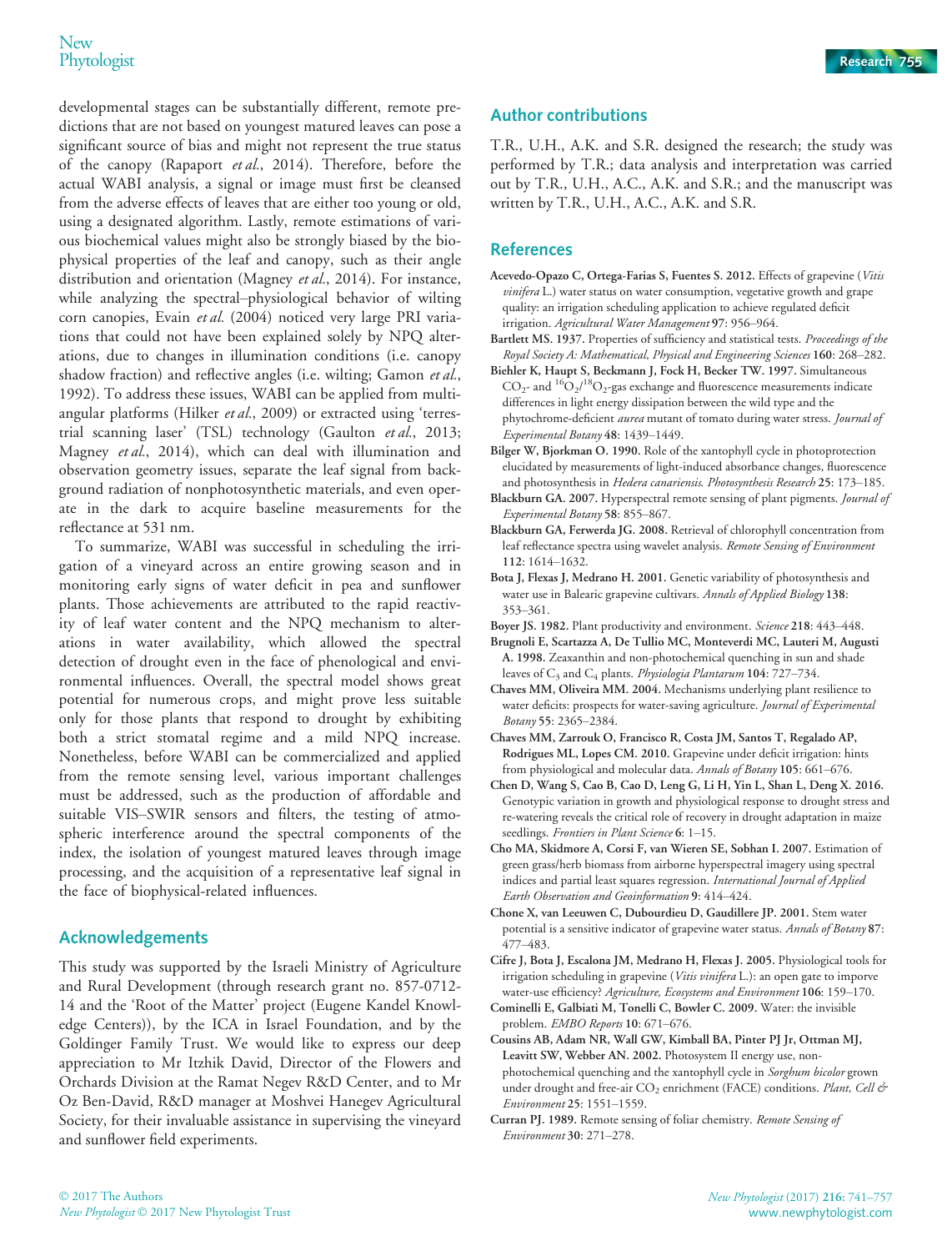developmental stages can be substantially different, remote predictions that are not based on youngest matured leaves can pose a significant source of bias and might not represent the true status of the canopy (Rapaport *et al.*, 2014). Therefore, before the actual WABI analysis, a signal or image must first be cleansed from the adverse effects of leaves that are either too young or old, using a designated algorithm. Lastly, remote estimations of various biochemical values might also be strongly biased by the biophysical properties of the leaf and canopy, such as their angle distribution and orientation (Magney *et al.*, 2014). For instance, while analyzing the spectral–physiological behavior of wilting corn canopies, Evain *et al.* (2004) noticed very large PRI variations that could not have been explained solely by NPQ alterations, due to changes in illumination conditions (i.e. canopy shadow fraction) and reflective angles (i.e. wilting; Gamon *et al.*, 1992). To address these issues, WABI can be applied from multi-angular platforms (Hilker *et al.*, 2009) or extracted using 'terrestrial scanning laser' (TSL) technology (Gaulton *et al.*, 2013; Magney *et al.*, 2014), which can deal with illumination and observation geometry issues, separate the leaf signal from background radiation of nonphotosynthetic materials, and even operate in the dark to acquire baseline measurements for the reflectance at 531 nm.

To summarize, WABI was successful in scheduling the irrigation of a vineyard across an entire growing season and in monitoring early signs of water deficit in pea and sunflower plants. Those achievements are attributed to the rapid reactivity of leaf water content and the NPQ mechanism to alterations in water availability, which allowed the spectral detection of drought even in the face of phenological and environmental influences. Overall, the spectral model shows great potential for numerous crops, and might prove less suitable only for those plants that respond to drought by exhibiting both a strict stomatal regime and a mild NPQ increase. Nonetheless, before WABI can be commercialized and applied from the remote sensing level, various important challenges must be addressed, such as the production of affordable and suitable VIS–SWIR sensors and filters, the testing of atmospheric interference around the spectral components of the index, the isolation of youngest matured leaves through image processing, and the acquisition of a representative leaf signal in the face of biophysical-related influences.

## Acknowledgements

This study was supported by the Israeli Ministry of Agriculture and Rural Development (through research grant no. 857-0712-14 and the 'Root of the Matter' project (Eugene Kandel Knowledge Centers)), by the ICA in Israel Foundation, and by the Goldinger Family Trust. We would like to express our deep appreciation to Mr Itzhik David, Director of the Flowers and Orchards Division at the Ramat Negev R&D Center, and to Mr Oz Ben-David, R&D manager at Moshvei Hanegev Agricultural Society, for their invaluable assistance in supervising the vineyard and sunflower field experiments.

## Author contributions

T.R., U.H., A.K. and S.R. designed the research; the study was performed by T.R.; data analysis and interpretation was carried out by T.R., U.H., A.C., A.K. and S.R.; and the manuscript was written by T.R., U.H., A.C., A.K. and S.R.

## References

**Acevedo-Opazo C, Ortega-Farias S, Fuentes S. 2012.** Effects of grapevine (*Vitis vinifera* L.) water status on water consumption, vegetative growth and grape quality: an irrigation scheduling application to achieve regulated deficit irrigation. *Agricultural Water Management* **97**: 956–964.

**Bartlett MS. 1937.** Properties of sufficiency and statistical tests. *Proceedings of the Royal Society A: Mathematical, Physical and Engineering Sciences* **160**: 268–282.

**Biehler K, Haupt S, Beckmann J, Fock H, Becker TW. 1997.** Simultaneous $CO_2$- and $^{16}O_2$/$^{18}O_2$-gas exchange and fluorescence measurements indicate differences in light energy dissipation between the wild type and the phytochrome-deficient *aurea* mutant of tomato during water stress. *Journal of Experimental Botany* **48**: 1439–1449.

**Bilger W, Bjorkman O. 1990.** Role of the xantophyll cycle in photoprotection elucidated by measurements of light-induced absorbance changes, fluorescence and photosynthesis in *Hedera canariensis*. *Photosynthesis Research* **25**: 173–185.

**Blackburn GA. 2007.** Hyperspectral remote sensing of plant pigments. *Journal of Experimental Botany* **58**: 855–867.

**Blackburn GA, Ferwerda JG. 2008.** Retrieval of chlorophyll concentration from leaf reflectance spectra using wavelet analysis. *Remote Sensing of Environment* **112**: 1614–1632.

**Bota J, Flexas J, Medrano H. 2001.** Genetic variability of photosynthesis and water use in Balearic grapevine cultivars. *Annals of Applied Biology* **138**: 353–361.

**Boyer JS. 1982.** Plant productivity and environment. *Science* **218**: 443–448.

**Brugnoli E, Scartazza A, De Tullio MC, Monteverdi MC, Lauteri M, Augusti A. 1998.** Zeaxanthin and non-photochemical quenching in sun and shade leaves of $C_3$ and $C_4$ plants. *Physiologia Plantarum* **104**: 727–734.

**Chaves MM, Oliveira MM. 2004.** Mechanisms underlying plant resilience to water deficits: prospects for water-saving agriculture. *Journal of Experimental Botany* **55**: 2365–2384.

**Chaves MM, Zarrouk O, Francisco R, Costa JM, Santos T, Regalado AP, Rodrigues ML, Lopes CM. 2010.** Grapevine under deficit irrigation: hints from physiological and molecular data. *Annals of Botany* **105**: 661–676.

**Chen D, Wang S, Cao B, Cao D, Leng G, Li H, Yin L, Shan L, Deng X. 2016.** Genotypic variation in growth and physiological response to drought stress and re-watering reveals the critical role of recovery in drought adaptation in maize seedlings. *Frontiers in Plant Science* **6**: 1–15.

**Cho MA, Skidmore A, Corsi F, van Wieren SE, Sobhan I. 2007.** Estimation of green grass/herb biomass from airborne hyperspectral imagery using spectral indices and partial least squares regression. *International Journal of Applied Earth Observation and Geoinformation* **9**: 414–424.

**Chone X, van Leeuwen C, Dubourdieu D, Gaudillere JP. 2001.** Stem water potential is a sensitive indicator of grapevine water status. *Annals of Botany* **87**: 477–483.

**Cifre J, Bota J, Escalona JM, Medrano H, Flexas J. 2005.** Physiological tools for irrigation scheduling in grapevine (*Vitis vinifera* L.): an open gate to imporve water-use efficiency? *Agriculture, Ecosystems and Environment* **106**: 159–170.

**Cominelli E, Galbiati M, Tonelli C, Bowler C. 2009.** Water: the invisible problem. *EMBO Reports* **10**: 671–676.

**Cousins AB, Adam NR, Wall GW, Kimball BA, Pinter PJ Jr, Ottman MJ, Leavitt SW, Webber AN. 2002.** Photosystem II energy use, non-photochemical quenching and the xantophyll cycle in *Sorghum bicolor* grown under drought and free-air $CO_2$ enrichment (FACE) conditions. *Plant, Cell & Environment* **25**: 1551–1559.

**Curran PJ. 1989.** Remote sensing of foliar chemistry. *Remote Sensing of Environment* **30**: 271–278.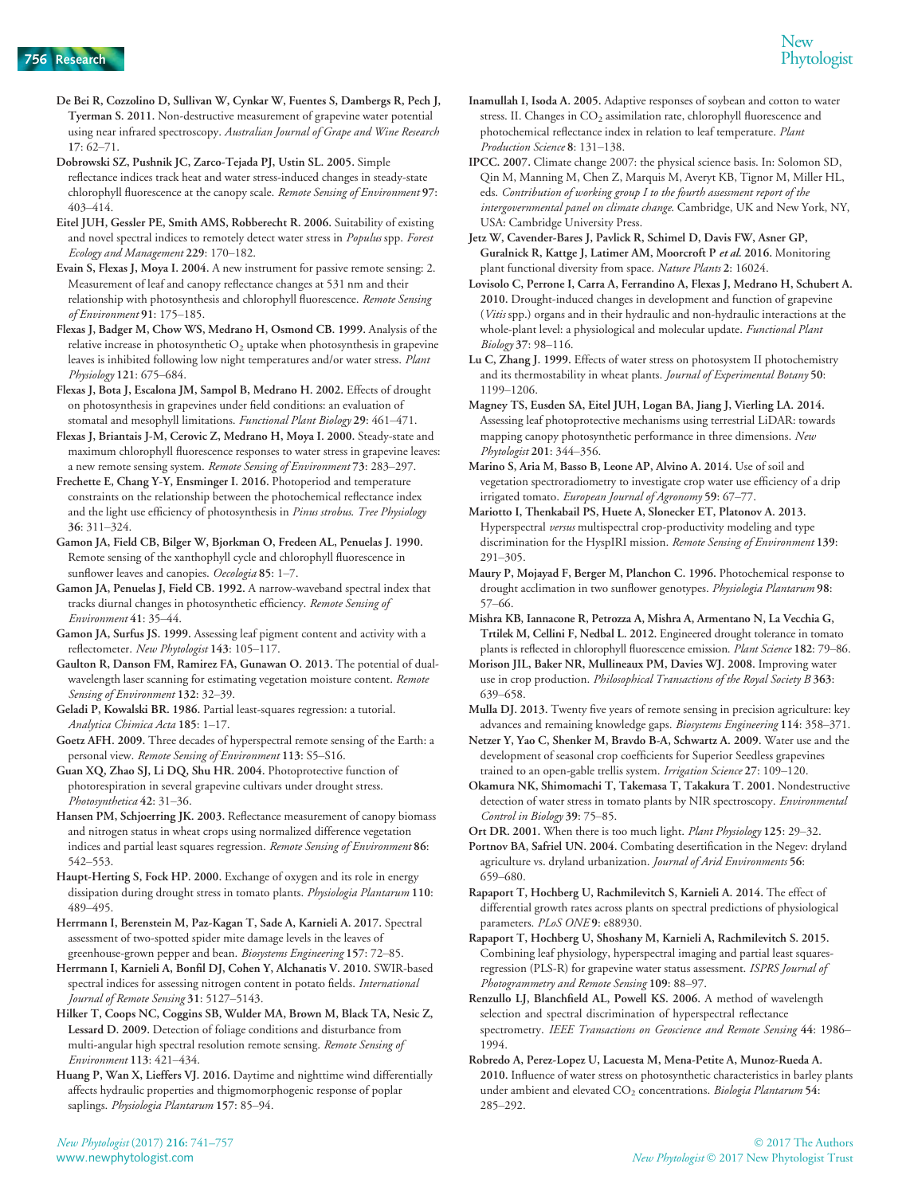**De Bei R, Cozzolino D, Sullivan W, Cynkar W, Fuentes S, Dambergs R, Pech J, Tyerman S. 2011.** Non-destructive measurement of grapevine water potential using near infrared spectroscopy. *Australian Journal of Grape and Wine Research* **17**: 62–71.

**Dobrowski SZ, Pushnik JC, Zarco-Tejada PJ, Ustin SL. 2005.** Simple reflectance indices track heat and water stress-induced changes in steady-state chlorophyll fluorescence at the canopy scale. *Remote Sensing of Environment* **97**: 403–414.

**Eitel JUH, Gessler PE, Smith AMS, Robberecht R. 2006.** Suitability of existing and novel spectral indices to remotely detect water stress in *Populus* spp. *Forest Ecology and Management* **229**: 170–182.

**Evain S, Flexas J, Moya I. 2004.** A new instrument for passive remote sensing: 2. Measurement of leaf and canopy reflectance changes at 531 nm and their relationship with photosynthesis and chlorophyll fluorescence. *Remote Sensing of Environment* **91**: 175–185.

**Flexas J, Badger M, Chow WS, Medrano H, Osmond CB. 1999.** Analysis of the relative increase in photosynthetic $O_2$ uptake when photosynthesis in grapevine leaves is inhibited following low night temperatures and/or water stress. *Plant Physiology* **121**: 675–684.

**Flexas J, Bota J, Escalona JM, Sampol B, Medrano H. 2002.** Effects of drought on photosynthesis in grapevines under field conditions: an evaluation of stomatal and mesophyll limitations. *Functional Plant Biology* **29**: 461–471.

**Flexas J, Briantais J-M, Cerovic Z, Medrano H, Moya I. 2000.** Steady-state and maximum chlorophyll fluorescence responses to water stress in grapevine leaves: a new remote sensing system. *Remote Sensing of Environment* **73**: 283–297.

**Frechette E, Chang Y-Y, Ensminger I. 2016.** Photoperiod and temperature constraints on the relationship between the photochemical reflectance index and the light use efficiency of photosynthesis in *Pinus strobus*. *Tree Physiology* **36**: 311–324.

**Gamon JA, Field CB, Bilger W, Bjorkman O, Fredeen AL, Penuelas J. 1990.** Remote sensing of the xanthophyll cycle and chlorophyll fluorescence in sunflower leaves and canopies. *Oecologia* **85**: 1–7.

**Gamon JA, Penuelas J, Field CB. 1992.** A narrow-waveband spectral index that tracks diurnal changes in photosynthetic efficiency. *Remote Sensing of Environment* **41**: 35–44.

**Gamon JA, Surfus JS. 1999.** Assessing leaf pigment content and activity with a reflectometer. *New Phytologist* **143**: 105–117.

**Gaulton R, Danson FM, Ramirez FA, Gunawan O. 2013.** The potential of dual-wavelength laser scanning for estimating vegetation moisture content. *Remote Sensing of Environment* **132**: 32–39.

**Geladi P, Kowalski BR. 1986.** Partial least-squares regression: a tutorial. *Analytica Chimica Acta* **185**: 1–17.

**Goetz AFH. 2009.** Three decades of hyperspectral remote sensing of the Earth: a personal view. *Remote Sensing of Environment* **113**: S5–S16.

**Guan XQ, Zhao SJ, Li DQ, Shu HR. 2004.** Photoprotective function of photorespiration in several grapevine cultivars under drought stress. *Photosynthetica* **42**: 31–36.

**Hansen PM, Schjoerring JK. 2003.** Reflectance measurement of canopy biomass and nitrogen status in wheat crops using normalized difference vegetation indices and partial least squares regression. *Remote Sensing of Environment* **86**: 542–553.

**Haupt-Herting S, Fock HP. 2000.** Exchange of oxygen and its role in energy dissipation during drought stress in tomato plants. *Physiologia Plantarum* **110**: 489–495.

**Herrmann I, Berenstein M, Paz-Kagan T, Sade A, Karnieli A. 2017.** Spectral assessment of two-spotted spider mite damage levels in the leaves of greenhouse-grown pepper and bean. *Biosystems Engineering* **157**: 72–85.

**Herrmann I, Karnieli A, Bonfil DJ, Cohen Y, Alchanatis V. 2010.** SWIR-based spectral indices for assessing nitrogen content in potato fields. *International Journal of Remote Sensing* **31**: 5127–5143.

**Hilker T, Coops NC, Coggins SB, Wulder MA, Brown M, Black TA, Nesic Z, Lessard D. 2009.** Detection of foliage conditions and disturbance from multi-angular high spectral resolution remote sensing. *Remote Sensing of Environment* **113**: 421–434.

**Huang P, Wan X, Lieffers VJ. 2016.** Daytime and nighttime wind differentially affects hydraulic properties and thigmomorphogenic response of poplar saplings. *Physiologia Plantarum* **157**: 85–94.

**Inamullah I, Isoda A. 2005.** Adaptive responses of soybean and cotton to water stress. II. Changes in $CO_2$ assimilation rate, chlorophyll fluorescence and photochemical reflectance index in relation to leaf temperature. *Plant Production Science* **8**: 131–138.

**IPCC. 2007.** Climate change 2007: the physical science basis. In: Solomon SD, Qin M, Manning M, Chen Z, Marquis M, Averyt KB, Tignor M, Miller HL, eds. *Contribution of working group I to the fourth assessment report of the intergovernmental panel on climate change*. Cambridge, UK and New York, NY, USA: Cambridge University Press.

**Jetz W, Cavender-Bares J, Pavlick R, Schimel D, Davis FW, Asner GP, Guralnick R, Kattge J, Latimer AM, Moorcroft P *et al.* 2016.** Monitoring plant functional diversity from space. *Nature Plants* **2**: 16024.

**Lovisolo C, Perrone I, Carra A, Ferrandino A, Flexas J, Medrano H, Schubert A. 2010.** Drought-induced changes in development and function of grapevine (*Vitis* spp.) organs and in their hydraulic and non-hydraulic interactions at the whole-plant level: a physiological and molecular update. *Functional Plant Biology* **37**: 98–116.

**Lu C, Zhang J. 1999.** Effects of water stress on photosystem II photochemistry and its thermostability in wheat plants. *Journal of Experimental Botany* **50**: 1199–1206.

**Magney TS, Eusden SA, Eitel JUH, Logan BA, Jiang J, Vierling LA. 2014.** Assessing leaf photoprotective mechanisms using terrestrial LiDAR: towards mapping canopy photosynthetic performance in three dimensions. *New Phytologist* **201**: 344–356.

**Marino S, Aria M, Basso B, Leone AP, Alvino A. 2014.** Use of soil and vegetation spectroradiometry to investigate crop water use efficiency of a drip irrigated tomato. *European Journal of Agronomy* **59**: 67–77.

**Mariotto I, Thenkabail PS, Huete A, Slonecker ET, Platonov A. 2013.** Hyperspectral *versus* multispectral crop-productivity modeling and type discrimination for the HyspIRI mission. *Remote Sensing of Environment* **139**: 291–305.

**Maury P, Mojayad F, Berger M, Planchon C. 1996.** Photochemical response to drought acclimation in two sunflower genotypes. *Physiologia Plantarum* **98**: 57–66.

**Mishra KB, Iannacone R, Petrozza A, Mishra A, Armentano N, La Vecchia G, Trtílek M, Cellini F, Nedbal L. 2012.** Engineered drought tolerance in tomato plants is reflected in chlorophyll fluorescence emission. *Plant Science* **182**: 79–86.

**Morison JIL, Baker NR, Mullineaux PM, Davies WJ. 2008.** Improving water use in crop production. *Philosophical Transactions of the Royal Society B* **363**: 639–658.

**Mulla DJ. 2013.** Twenty five years of remote sensing in precision agriculture: key advances and remaining knowledge gaps. *Biosystems Engineering* **114**: 358–371.

**Netzer Y, Yao C, Shenker M, Bravdo B-A, Schwartz A. 2009.** Water use and the development of seasonal crop coefficients for Superior Seedless grapevines trained to an open-gable trellis system. *Irrigation Science* **27**: 109–120.

**Okamura NK, Shimomachi T, Takemasa T, Takakura T. 2001.** Nondestructive detection of water stress in tomato plants by NIR spectroscopy. *Environmental Control in Biology* **39**: 75–85.

**Ort DR. 2001.** When there is too much light. *Plant Physiology* **125**: 29–32.

**Portnov BA, Safriel UN. 2004.** Combating desertification in the Negev: dryland agriculture vs. dryland urbanization. *Journal of Arid Environments* **56**: 659–680.

**Rapaport T, Hochberg U, Rachmilevitch S, Karnieli A. 2014.** The effect of differential growth rates across plants on spectral predictions of physiological parameters. *PLoS ONE* **9**: e88930.

**Rapaport T, Hochberg U, Shoshany M, Karnieli A, Rachmilevitch S. 2015.** Combining leaf physiology, hyperspectral imaging and partial least squares-regression (PLS-R) for grapevine water status assessment. *ISPRS Journal of Photogrammetry and Remote Sensing* **109**: 88–97.

**Renzullo LJ, Blanchfield AL, Powell KS. 2006.** A method of wavelength selection and spectral discrimination of hyperspectral reflectance spectrometry. *IEEE Transactions on Geoscience and Remote Sensing* **44**: 1986–1994.

**Robredo A, Perez-Lopez U, Lacuesta M, Mena-Petite A, Munoz-Rueda A. 2010.** Influence of water stress on photosynthetic characteristics in barley plants under ambient and elevated $CO_2$ concentrations. *Biologia Plantarum* **54**: 285–292.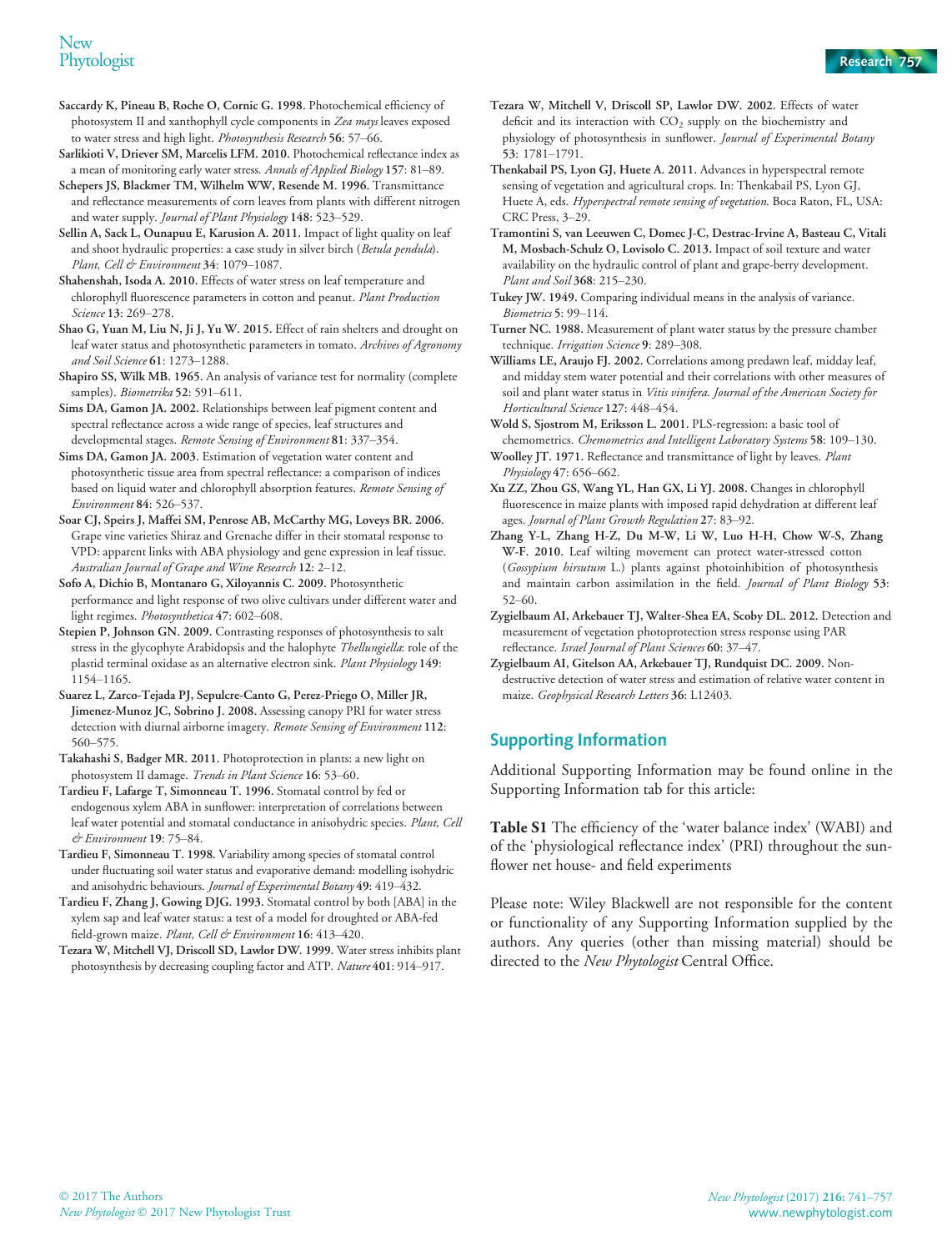**Saccardy K, Pineau B, Roche O, Cornic G. 1998.** Photochemical efficiency of photosystem II and xanthophyll cycle components in *Zea mays* leaves exposed to water stress and high light. *Photosynthesis Research* **56**: 57–66.

**Sarlikioti V, Driever SM, Marcelis LFM. 2010.** Photochemical reflectance index as a mean of monitoring early water stress. *Annals of Applied Biology* **157**: 81–89.

**Schepers JS, Blackmer TM, Wilhelm WW, Resende M. 1996.** Transmittance and reflectance measurements of corn leaves from plants with different nitrogen and water supply. *Journal of Plant Physiology* **148**: 523–529.

**Sellin A, Sack L, Õunapuu E, Karusion A. 2011.** Impact of light quality on leaf and shoot hydraulic properties: a case study in silver birch (*Betula pendula*). *Plant, Cell & Environment* **34**: 1079–1087.

**Shahenshah, Isoda A. 2010.** Effects of water stress on leaf temperature and chlorophyll fluorescence parameters in cotton and peanut. *Plant Production Science* **13**: 269–278.

**Shao G, Yuan M, Liu N, Ji J, Yu W. 2015.** Effect of rain shelters and drought on leaf water status and photosynthetic parameters in tomato. *Archives of Agronomy and Soil Science* **61**: 1273–1288.

**Shapiro SS, Wilk MB. 1965.** An analysis of variance test for normality (complete samples). *Biometrika* **52**: 591–611.

**Sims DA, Gamon JA. 2002.** Relationships between leaf pigment content and spectral reflectance across a wide range of species, leaf structures and developmental stages. *Remote Sensing of Environment* **81**: 337–354.

**Sims DA, Gamon JA. 2003.** Estimation of vegetation water content and photosynthetic tissue area from spectral reflectance: a comparison of indices based on liquid water and chlorophyll absorption features. *Remote Sensing of Environment* **84**: 526–537.

**Soar CJ, Speirs J, Maffei SM, Penrose AB, McCarthy MG, Loveys BR. 2006.** Grape vine varieties Shiraz and Grenache differ in their stomatal response to VPD: apparent links with ABA physiology and gene expression in leaf tissue. *Australian Journal of Grape and Wine Research* **12**: 2–12.

**Sofo A, Dichio B, Montanaro G, Xiloyannis C. 2009.** Photosynthetic performance and light response of two olive cultivars under different water and light regimes. *Photosynthetica* **47**: 602–608.

**Stepien P, Johnson GN. 2009.** Contrasting responses of photosynthesis to salt stress in the glycophyte Arabidopsis and the halophyte *Thellungiella*: role of the plastid terminal oxidase as an alternative electron sink. *Plant Physiology* **149**: 1154–1165.

**Suarez L, Zarco-Tejada PJ, Sepulcre-Canto G, Perez-Priego O, Miller JR, Jimenez-Munoz JC, Sobrino J. 2008.** Assessing canopy PRI for water stress detection with diurnal airborne imagery. *Remote Sensing of Environment* **112**: 560–575.

**Takahashi S, Badger MR. 2011.** Photoprotection in plants: a new light on photosystem II damage. *Trends in Plant Science* **16**: 53–60.

**Tardieu F, Lafarge T, Simonneau T. 1996.** Stomatal control by fed or endogenous xylem ABA in sunflower: interpretation of correlations between leaf water potential and stomatal conductance in anisohydric species. *Plant, Cell & Environment* **19**: 75–84.

**Tardieu F, Simonneau T. 1998.** Variability among species of stomatal control under fluctuating soil water status and evaporative demand: modelling isohydric and anisohydric behaviours. *Journal of Experimental Botany* **49**: 419–432.

**Tardieu F, Zhang J, Gowing DJG. 1993.** Stomatal control by both [ABA] in the xylem sap and leaf water status: a test of a model for droughted or ABA-fed field-grown maize. *Plant, Cell & Environment* **16**: 413–420.

**Tezara W, Mitchell VJ, Driscoll SD, Lawlor DW. 1999.** Water stress inhibits plant photosynthesis by decreasing coupling factor and ATP. *Nature* **401**: 914–917.

**Tezara W, Mitchell V, Driscoll SP, Lawlor DW. 2002.** Effects of water deficit and its interaction with $CO_2$ supply on the biochemistry and physiology of photosynthesis in sunflower. *Journal of Experimental Botany* **53**: 1781–1791.

**Thenkabail PS, Lyon GJ, Huete A. 2011.** Advances in hyperspectral remote sensing of vegetation and agricultural crops. In: Thenkabail PS, Lyon GJ, Huete A, eds. *Hyperspectral remote sensing of vegetation*. Boca Raton, FL, USA: CRC Press, 3–29.

**Tramontini S, van Leeuwen C, Domec J-C, Destrac-Irvine A, Basteau C, Vitali M, Mosbach-Schulz O, Lovisolo C. 2013.** Impact of soil texture and water availability on the hydraulic control of plant and grape-berry development. *Plant and Soil* **368**: 215–230.

**Tukey JW. 1949.** Comparing individual means in the analysis of variance. *Biometrics* **5**: 99–114.

**Turner NC. 1988.** Measurement of plant water status by the pressure chamber technique. *Irrigation Science* **9**: 289–308.

**Williams LE, Araujo FJ. 2002.** Correlations among predawn leaf, midday leaf, and midday stem water potential and their correlations with other measures of soil and plant water status in *Vitis vinifera*. *Journal of the American Society for Horticultural Science* **127**: 448–454.

**Wold S, Sjostrom M, Eriksson L. 2001.** PLS-regression: a basic tool of chemometrics. *Chemometrics and Intelligent Laboratory Systems* **58**: 109–130.

**Woolley JT. 1971.** Reflectance and transmittance of light by leaves. *Plant Physiology* **47**: 656–662.

**Xu ZZ, Zhou GS, Wang YL, Han GX, Li YJ. 2008.** Changes in chlorophyll fluorescence in maize plants with imposed rapid dehydration at different leaf ages. *Journal of Plant Growth Regulation* **27**: 83–92.

**Zhang Y-L, Zhang H-Z, Du M-W, Li W, Luo H-H, Chow W-S, Zhang W-F. 2010.** Leaf wilting movement can protect water-stressed cotton (*Gossypium hirsutum* L.) plants against photoinhibition of photosynthesis and maintain carbon assimilation in the field. *Journal of Plant Biology* **53**: 52–60.

**Zygielbaum AI, Arkebauer TJ, Walter-Shea EA, Scoby DL. 2012.** Detection and measurement of vegetation photoprotection stress response using PAR reflectance. *Israel Journal of Plant Sciences* **60**: 37–47.

**Zygielbaum AI, Gitelson AA, Arkebauer TJ, Rundquist DC. 2009.** Non-destructive detection of water stress and estimation of relative water content in maize. *Geophysical Research Letters* **36**: L12403.

## Supporting Information

Additional Supporting Information may be found online in the Supporting Information tab for this article:

**Table S1** The efficiency of the 'water balance index' (WABI) and of the 'physiological reflectance index' (PRI) throughout the sunflower net house- and field experiments

Please note: Wiley Blackwell are not responsible for the content or functionality of any Supporting Information supplied by the authors. Any queries (other than missing material) should be directed to the *New Phytologist* Central Office.